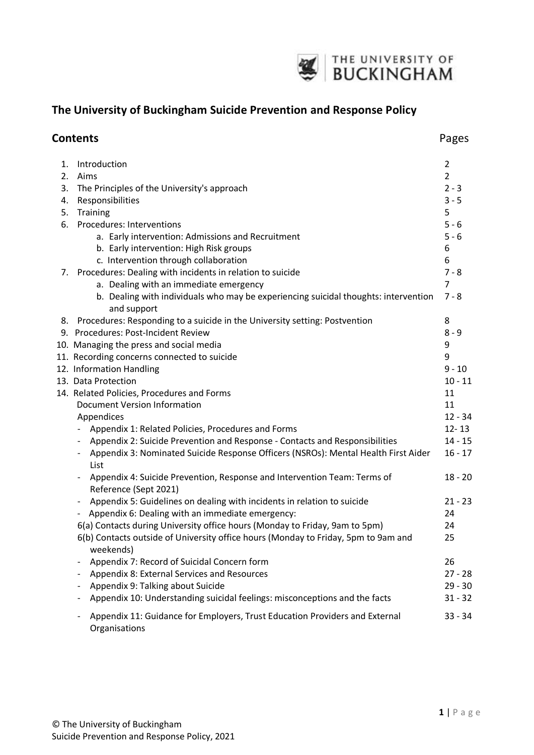THE UNIVERSITY OF BUCKINGHAM

## The University of Buckingham Suicide Prevention and Response Policy

## Contents

| | Pages |
|---|---|
| 1. Introduction | 2 |
| 2. Aims | 2 |
| 3. The Principles of the University's approach | 2 - 3 |
| 4. Responsibilities | 3 - 5 |
| 5. Training | 5 |
| 6. Procedures: Interventions | 5 - 6 |
| a. Early intervention: Admissions and Recruitment | 5 - 6 |
| b. Early intervention: High Risk groups | 6 |
| c. Intervention through collaboration | 6 |
| 7. Procedures: Dealing with incidents in relation to suicide | 7 - 8 |
| a. Dealing with an immediate emergency | 7 |
| b. Dealing with individuals who may be experiencing suicidal thoughts: intervention and support | 7 - 8 |
| 8. Procedures: Responding to a suicide in the University setting: Postvention | 8 |
| 9. Procedures: Post-Incident Review | 8 - 9 |
| 10. Managing the press and social media | 9 |
| 11. Recording concerns connected to suicide | 9 |
| 12. Information Handling | 9 - 10 |
| 13. Data Protection | 10 - 11 |
| 14. Related Policies, Procedures and Forms | 11 |
| Document Version Information | 11 |
| Appendices | 12 - 34 |
| - Appendix 1: Related Policies, Procedures and Forms | 12- 13 |
| - Appendix 2: Suicide Prevention and Response - Contacts and Responsibilities | 14 - 15 |
| - Appendix 3: Nominated Suicide Response Officers (NSROs): Mental Health First Aider List | 16 - 17 |
| - Appendix 4: Suicide Prevention, Response and Intervention Team: Terms of Reference (Sept 2021) | 18 - 20 |
| - Appendix 5: Guidelines on dealing with incidents in relation to suicide | 21 - 23 |
| - Appendix 6: Dealing with an immediate emergency: | 24 |
| 6(a) Contacts during University office hours (Monday to Friday, 9am to 5pm) | 24 |
| 6(b) Contacts outside of University office hours (Monday to Friday, 5pm to 9am and weekends) | 25 |
| - Appendix 7: Record of Suicidal Concern form | 26 |
| - Appendix 8: External Services and Resources | 27 - 28 |
| - Appendix 9: Talking about Suicide | 29 - 30 |
| - Appendix 10: Understanding suicidal feelings: misconceptions and the facts | 31 - 32 |
| - Appendix 11: Guidance for Employers, Trust Education Providers and External Organisations | 33 - 34 |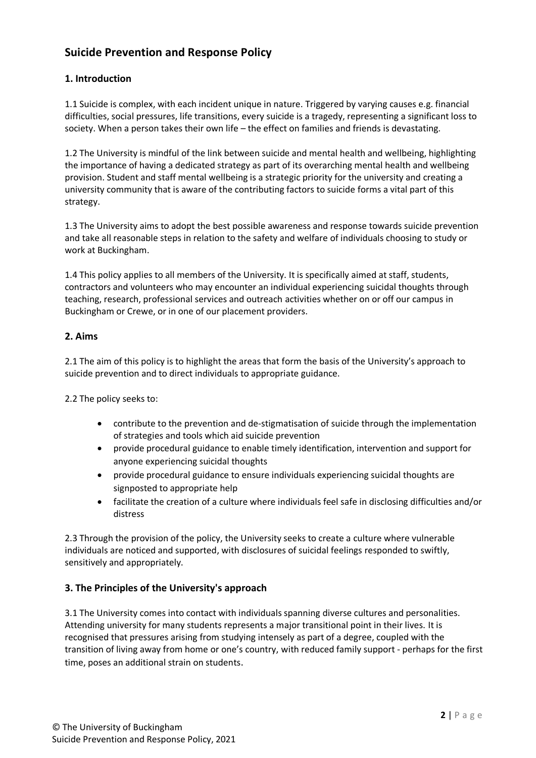## Suicide Prevention and Response Policy

### 1. Introduction

1.1 Suicide is complex, with each incident unique in nature. Triggered by varying causes e.g. financial difficulties, social pressures, life transitions, every suicide is a tragedy, representing a significant loss to society. When a person takes their own life – the effect on families and friends is devastating.

1.2 The University is mindful of the link between suicide and mental health and wellbeing, highlighting the importance of having a dedicated strategy as part of its overarching mental health and wellbeing provision. Student and staff mental wellbeing is a strategic priority for the university and creating a university community that is aware of the contributing factors to suicide forms a vital part of this strategy.

1.3 The University aims to adopt the best possible awareness and response towards suicide prevention and take all reasonable steps in relation to the safety and welfare of individuals choosing to study or work at Buckingham.

1.4 This policy applies to all members of the University. It is specifically aimed at staff, students, contractors and volunteers who may encounter an individual experiencing suicidal thoughts through teaching, research, professional services and outreach activities whether on or off our campus in Buckingham or Crewe, or in one of our placement providers.

### 2. Aims

2.1 The aim of this policy is to highlight the areas that form the basis of the University's approach to suicide prevention and to direct individuals to appropriate guidance.

2.2 The policy seeks to:

- contribute to the prevention and de-stigmatisation of suicide through the implementation of strategies and tools which aid suicide prevention
- provide procedural guidance to enable timely identification, intervention and support for anyone experiencing suicidal thoughts
- provide procedural guidance to ensure individuals experiencing suicidal thoughts are signposted to appropriate help
- facilitate the creation of a culture where individuals feel safe in disclosing difficulties and/or distress

2.3 Through the provision of the policy, the University seeks to create a culture where vulnerable individuals are noticed and supported, with disclosures of suicidal feelings responded to swiftly, sensitively and appropriately.

### 3. The Principles of the University's approach

3.1 The University comes into contact with individuals spanning diverse cultures and personalities. Attending university for many students represents a major transitional point in their lives. It is recognised that pressures arising from studying intensely as part of a degree, coupled with the transition of living away from home or one's country, with reduced family support - perhaps for the first time, poses an additional strain on students.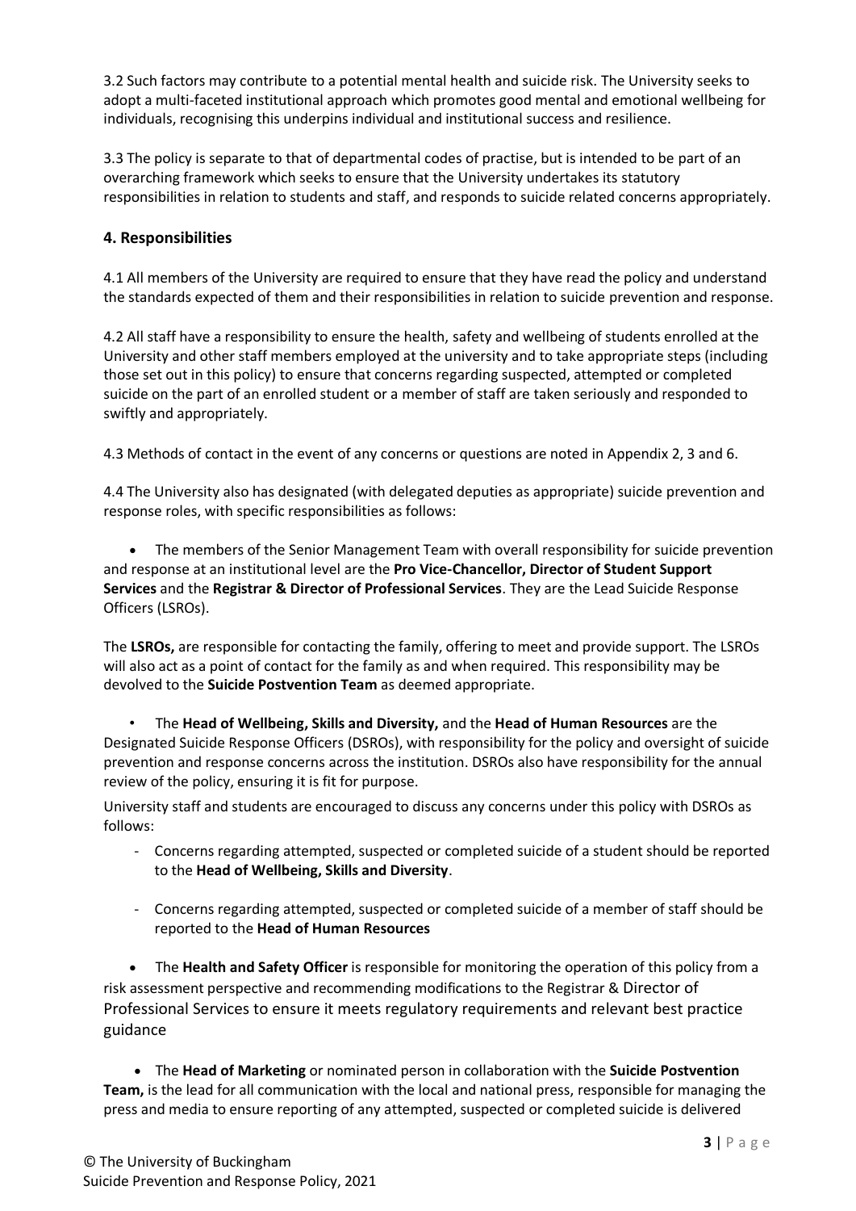3.2 Such factors may contribute to a potential mental health and suicide risk. The University seeks to adopt a multi-faceted institutional approach which promotes good mental and emotional wellbeing for individuals, recognising this underpins individual and institutional success and resilience.

3.3 The policy is separate to that of departmental codes of practise, but is intended to be part of an overarching framework which seeks to ensure that the University undertakes its statutory responsibilities in relation to students and staff, and responds to suicide related concerns appropriately.

## 4. Responsibilities

4.1 All members of the University are required to ensure that they have read the policy and understand the standards expected of them and their responsibilities in relation to suicide prevention and response.

4.2 All staff have a responsibility to ensure the health, safety and wellbeing of students enrolled at the University and other staff members employed at the university and to take appropriate steps (including those set out in this policy) to ensure that concerns regarding suspected, attempted or completed suicide on the part of an enrolled student or a member of staff are taken seriously and responded to swiftly and appropriately.

4.3 Methods of contact in the event of any concerns or questions are noted in Appendix 2, 3 and 6.

4.4 The University also has designated (with delegated deputies as appropriate) suicide prevention and response roles, with specific responsibilities as follows:

- The members of the Senior Management Team with overall responsibility for suicide prevention and response at an institutional level are the **Pro Vice-Chancellor, Director of Student Support Services** and the **Registrar & Director of Professional Services**. They are the Lead Suicide Response Officers (LSROs).

The **LSROs,** are responsible for contacting the family, offering to meet and provide support. The LSROs will also act as a point of contact for the family as and when required. This responsibility may be devolved to the **Suicide Postvention Team** as deemed appropriate.

- The **Head of Wellbeing, Skills and Diversity,** and the **Head of Human Resources** are the Designated Suicide Response Officers (DSROs), with responsibility for the policy and oversight of suicide prevention and response concerns across the institution. DSROs also have responsibility for the annual review of the policy, ensuring it is fit for purpose.

University staff and students are encouraged to discuss any concerns under this policy with DSROs as follows:

- Concerns regarding attempted, suspected or completed suicide of a student should be reported to the **Head of Wellbeing, Skills and Diversity**.

- Concerns regarding attempted, suspected or completed suicide of a member of staff should be reported to the **Head of Human Resources**

- The **Health and Safety Officer** is responsible for monitoring the operation of this policy from a risk assessment perspective and recommending modifications to the Registrar & Director of Professional Services to ensure it meets regulatory requirements and relevant best practice guidance

- The **Head of Marketing** or nominated person in collaboration with the **Suicide Postvention Team,** is the lead for all communication with the local and national press, responsible for managing the press and media to ensure reporting of any attempted, suspected or completed suicide is delivered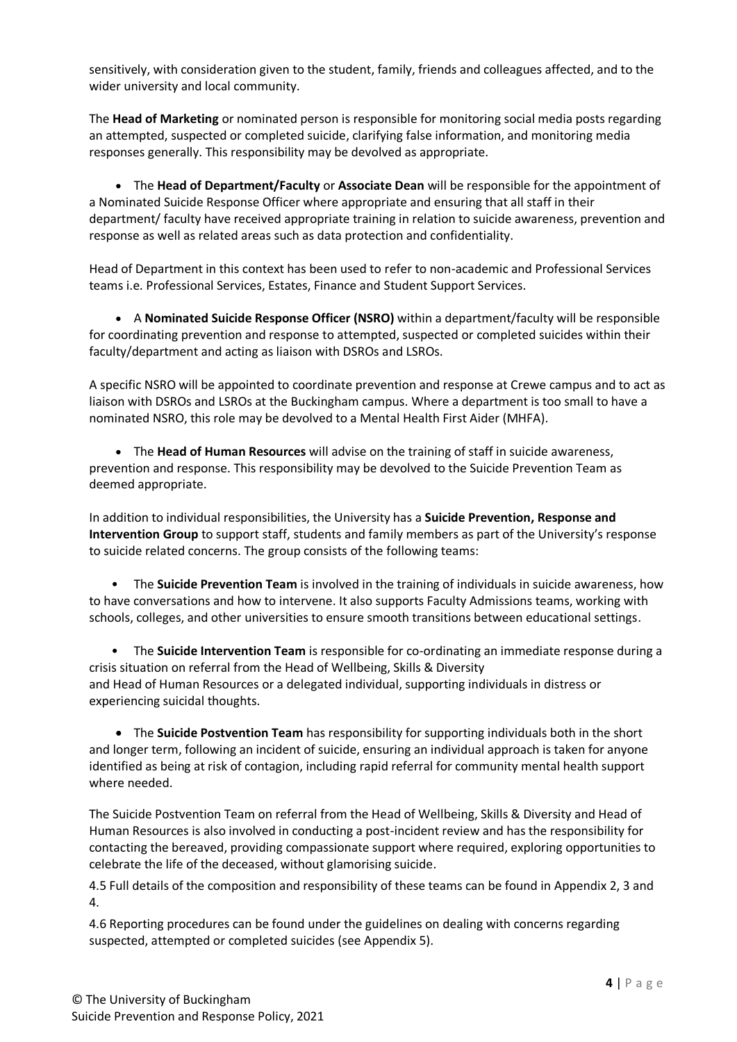sensitively, with consideration given to the student, family, friends and colleagues affected, and to the wider university and local community.

The **Head of Marketing** or nominated person is responsible for monitoring social media posts regarding an attempted, suspected or completed suicide, clarifying false information, and monitoring media responses generally. This responsibility may be devolved as appropriate.

- The **Head of Department/Faculty** or **Associate Dean** will be responsible for the appointment of a Nominated Suicide Response Officer where appropriate and ensuring that all staff in their department/ faculty have received appropriate training in relation to suicide awareness, prevention and response as well as related areas such as data protection and confidentiality.

Head of Department in this context has been used to refer to non-academic and Professional Services teams i.e. Professional Services, Estates, Finance and Student Support Services.

- A **Nominated Suicide Response Officer (NSRO)** within a department/faculty will be responsible for coordinating prevention and response to attempted, suspected or completed suicides within their faculty/department and acting as liaison with DSROs and LSROs.

A specific NSRO will be appointed to coordinate prevention and response at Crewe campus and to act as liaison with DSROs and LSROs at the Buckingham campus. Where a department is too small to have a nominated NSRO, this role may be devolved to a Mental Health First Aider (MHFA).

- The **Head of Human Resources** will advise on the training of staff in suicide awareness, prevention and response. This responsibility may be devolved to the Suicide Prevention Team as deemed appropriate.

In addition to individual responsibilities, the University has a **Suicide Prevention, Response and Intervention Group** to support staff, students and family members as part of the University's response to suicide related concerns. The group consists of the following teams:

- The **Suicide Prevention Team** is involved in the training of individuals in suicide awareness, how to have conversations and how to intervene. It also supports Faculty Admissions teams, working with schools, colleges, and other universities to ensure smooth transitions between educational settings.

- The **Suicide Intervention Team** is responsible for co-ordinating an immediate response during a crisis situation on referral from the Head of Wellbeing, Skills & Diversity and Head of Human Resources or a delegated individual, supporting individuals in distress or experiencing suicidal thoughts.

- The **Suicide Postvention Team** has responsibility for supporting individuals both in the short and longer term, following an incident of suicide, ensuring an individual approach is taken for anyone identified as being at risk of contagion, including rapid referral for community mental health support where needed.

The Suicide Postvention Team on referral from the Head of Wellbeing, Skills & Diversity and Head of Human Resources is also involved in conducting a post-incident review and has the responsibility for contacting the bereaved, providing compassionate support where required, exploring opportunities to celebrate the life of the deceased, without glamorising suicide.

4.5 Full details of the composition and responsibility of these teams can be found in Appendix 2, 3 and 4.

4.6 Reporting procedures can be found under the guidelines on dealing with concerns regarding suspected, attempted or completed suicides (see Appendix 5).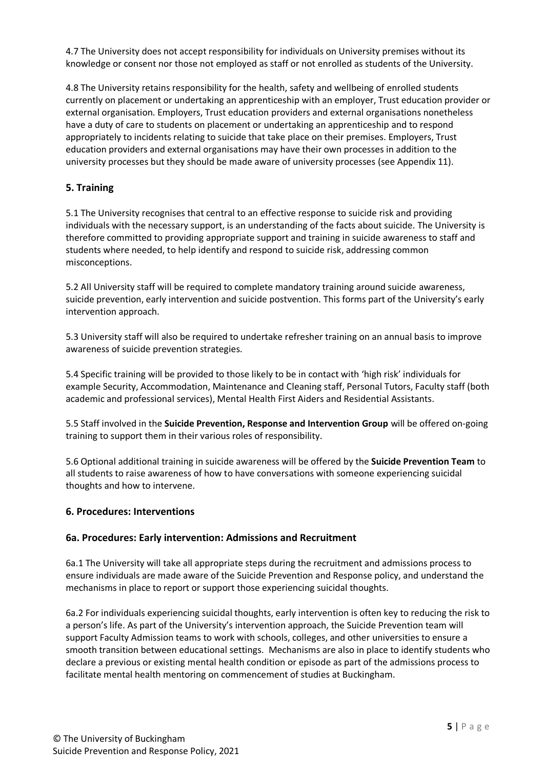4.7 The University does not accept responsibility for individuals on University premises without its knowledge or consent nor those not employed as staff or not enrolled as students of the University.

4.8 The University retains responsibility for the health, safety and wellbeing of enrolled students currently on placement or undertaking an apprenticeship with an employer, Trust education provider or external organisation. Employers, Trust education providers and external organisations nonetheless have a duty of care to students on placement or undertaking an apprenticeship and to respond appropriately to incidents relating to suicide that take place on their premises. Employers, Trust education providers and external organisations may have their own processes in addition to the university processes but they should be made aware of university processes (see Appendix 11).

## 5. Training

5.1 The University recognises that central to an effective response to suicide risk and providing individuals with the necessary support, is an understanding of the facts about suicide. The University is therefore committed to providing appropriate support and training in suicide awareness to staff and students where needed, to help identify and respond to suicide risk, addressing common misconceptions.

5.2 All University staff will be required to complete mandatory training around suicide awareness, suicide prevention, early intervention and suicide postvention. This forms part of the University's early intervention approach.

5.3 University staff will also be required to undertake refresher training on an annual basis to improve awareness of suicide prevention strategies.

5.4 Specific training will be provided to those likely to be in contact with 'high risk' individuals for example Security, Accommodation, Maintenance and Cleaning staff, Personal Tutors, Faculty staff (both academic and professional services), Mental Health First Aiders and Residential Assistants.

5.5 Staff involved in the **Suicide Prevention, Response and Intervention Group** will be offered on-going training to support them in their various roles of responsibility.

5.6 Optional additional training in suicide awareness will be offered by the **Suicide Prevention Team** to all students to raise awareness of how to have conversations with someone experiencing suicidal thoughts and how to intervene.

## 6. Procedures: Interventions

### 6a. Procedures: Early intervention: Admissions and Recruitment

6a.1 The University will take all appropriate steps during the recruitment and admissions process to ensure individuals are made aware of the Suicide Prevention and Response policy, and understand the mechanisms in place to report or support those experiencing suicidal thoughts.

6a.2 For individuals experiencing suicidal thoughts, early intervention is often key to reducing the risk to a person's life. As part of the University's intervention approach, the Suicide Prevention team will support Faculty Admission teams to work with schools, colleges, and other universities to ensure a smooth transition between educational settings. Mechanisms are also in place to identify students who declare a previous or existing mental health condition or episode as part of the admissions process to facilitate mental health mentoring on commencement of studies at Buckingham.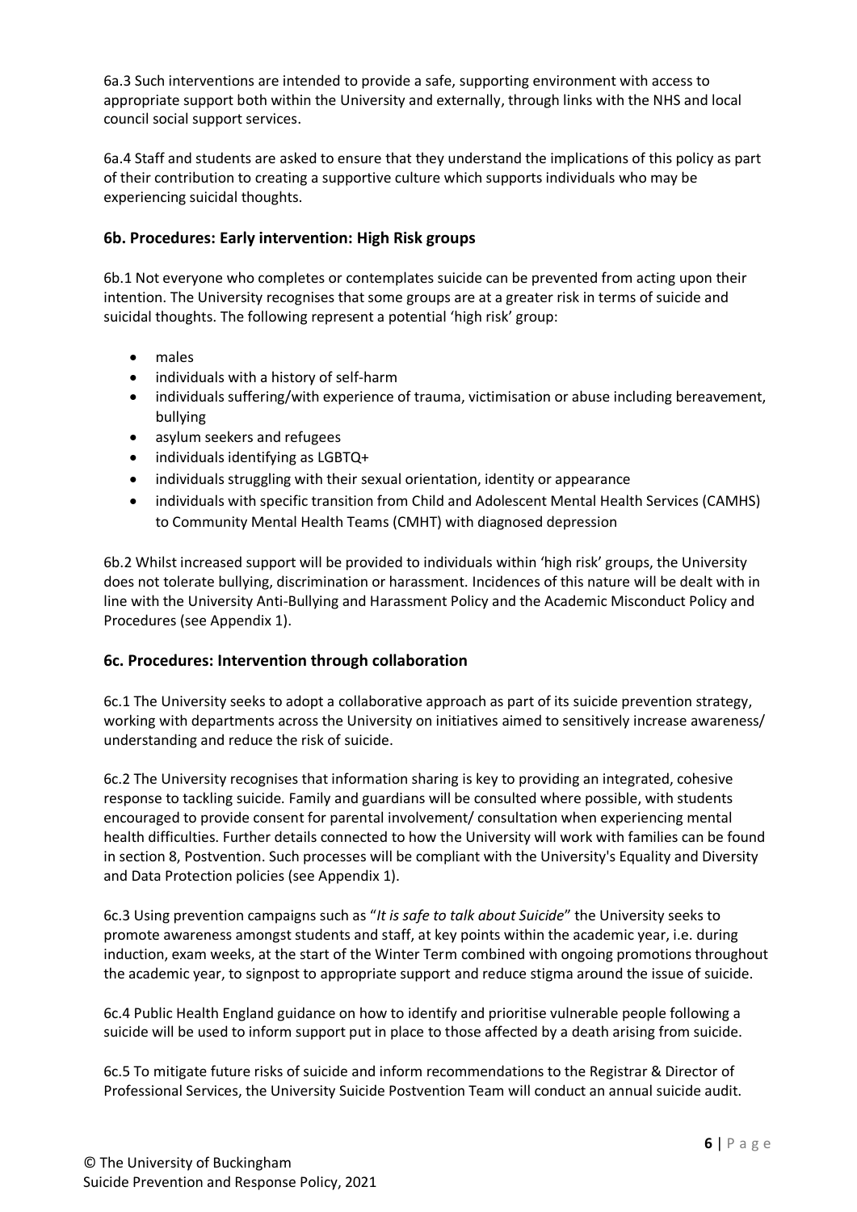6a.3 Such interventions are intended to provide a safe, supporting environment with access to appropriate support both within the University and externally, through links with the NHS and local council social support services.

6a.4 Staff and students are asked to ensure that they understand the implications of this policy as part of their contribution to creating a supportive culture which supports individuals who may be experiencing suicidal thoughts.

### 6b. Procedures: Early intervention: High Risk groups

6b.1 Not everyone who completes or contemplates suicide can be prevented from acting upon their intention. The University recognises that some groups are at a greater risk in terms of suicide and suicidal thoughts. The following represent a potential 'high risk' group:

- males
- individuals with a history of self-harm
- individuals suffering/with experience of trauma, victimisation or abuse including bereavement, bullying
- asylum seekers and refugees
- individuals identifying as LGBTQ+
- individuals struggling with their sexual orientation, identity or appearance
- individuals with specific transition from Child and Adolescent Mental Health Services (CAMHS) to Community Mental Health Teams (CMHT) with diagnosed depression

6b.2 Whilst increased support will be provided to individuals within 'high risk' groups, the University does not tolerate bullying, discrimination or harassment. Incidences of this nature will be dealt with in line with the University Anti-Bullying and Harassment Policy and the Academic Misconduct Policy and Procedures (see Appendix 1).

### 6c. Procedures: Intervention through collaboration

6c.1 The University seeks to adopt a collaborative approach as part of its suicide prevention strategy, working with departments across the University on initiatives aimed to sensitively increase awareness/ understanding and reduce the risk of suicide.

6c.2 The University recognises that information sharing is key to providing an integrated, cohesive response to tackling suicide. Family and guardians will be consulted where possible, with students encouraged to provide consent for parental involvement/ consultation when experiencing mental health difficulties. Further details connected to how the University will work with families can be found in section 8, Postvention. Such processes will be compliant with the University's Equality and Diversity and Data Protection policies (see Appendix 1).

6c.3 Using prevention campaigns such as "*It is safe to talk about Suicide*" the University seeks to promote awareness amongst students and staff, at key points within the academic year, i.e. during induction, exam weeks, at the start of the Winter Term combined with ongoing promotions throughout the academic year, to signpost to appropriate support and reduce stigma around the issue of suicide.

6c.4 Public Health England guidance on how to identify and prioritise vulnerable people following a suicide will be used to inform support put in place to those affected by a death arising from suicide.

6c.5 To mitigate future risks of suicide and inform recommendations to the Registrar & Director of Professional Services, the University Suicide Postvention Team will conduct an annual suicide audit.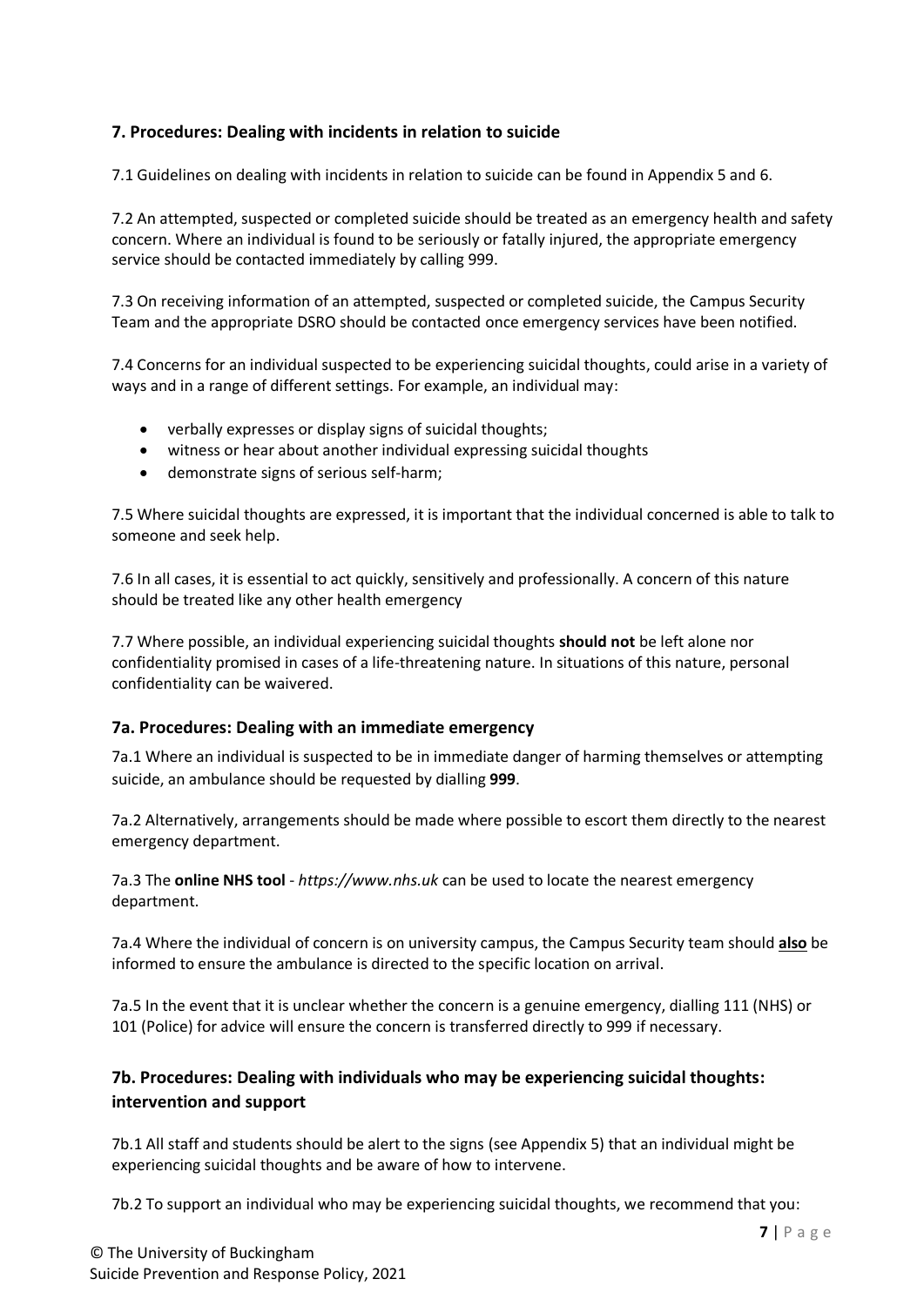## 7. Procedures: Dealing with incidents in relation to suicide

7.1 Guidelines on dealing with incidents in relation to suicide can be found in Appendix 5 and 6.

7.2 An attempted, suspected or completed suicide should be treated as an emergency health and safety concern. Where an individual is found to be seriously or fatally injured, the appropriate emergency service should be contacted immediately by calling 999.

7.3 On receiving information of an attempted, suspected or completed suicide, the Campus Security Team and the appropriate DSRO should be contacted once emergency services have been notified.

7.4 Concerns for an individual suspected to be experiencing suicidal thoughts, could arise in a variety of ways and in a range of different settings. For example, an individual may:

- verbally expresses or display signs of suicidal thoughts;
- witness or hear about another individual expressing suicidal thoughts
- demonstrate signs of serious self-harm;

7.5 Where suicidal thoughts are expressed, it is important that the individual concerned is able to talk to someone and seek help.

7.6 In all cases, it is essential to act quickly, sensitively and professionally. A concern of this nature should be treated like any other health emergency

7.7 Where possible, an individual experiencing suicidal thoughts **should not** be left alone nor confidentiality promised in cases of a life-threatening nature. In situations of this nature, personal confidentiality can be waivered.

### 7a. Procedures: Dealing with an immediate emergency

7a.1 Where an individual is suspected to be in immediate danger of harming themselves or attempting suicide, an ambulance should be requested by dialling **999**.

7a.2 Alternatively, arrangements should be made where possible to escort them directly to the nearest emergency department.

7a.3 The **online NHS tool** - *https://www.nhs.uk* can be used to locate the nearest emergency department.

7a.4 Where the individual of concern is on university campus, the Campus Security team should **also** be informed to ensure the ambulance is directed to the specific location on arrival.

7a.5 In the event that it is unclear whether the concern is a genuine emergency, dialling 111 (NHS) or 101 (Police) for advice will ensure the concern is transferred directly to 999 if necessary.

### 7b. Procedures: Dealing with individuals who may be experiencing suicidal thoughts: intervention and support

7b.1 All staff and students should be alert to the signs (see Appendix 5) that an individual might be experiencing suicidal thoughts and be aware of how to intervene.

7b.2 To support an individual who may be experiencing suicidal thoughts, we recommend that you: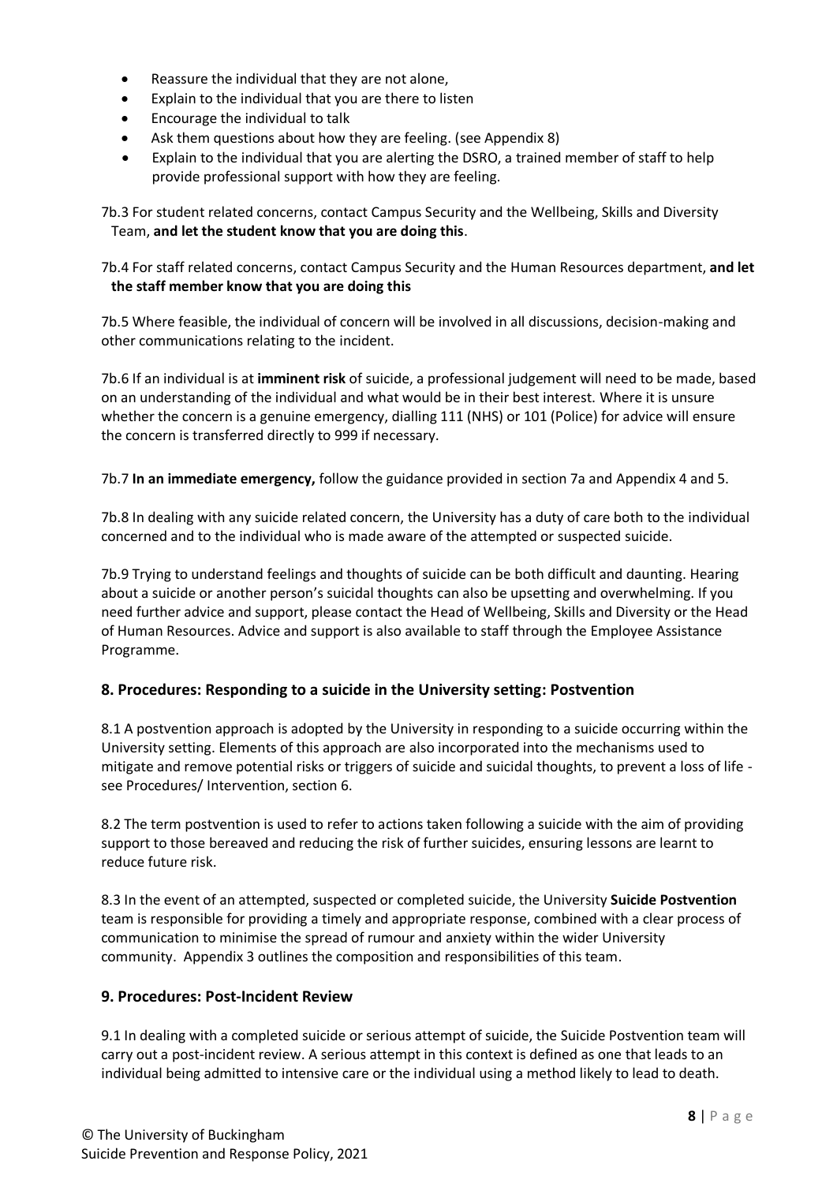- Reassure the individual that they are not alone,
- Explain to the individual that you are there to listen
- Encourage the individual to talk
- Ask them questions about how they are feeling. (see Appendix 8)
- Explain to the individual that you are alerting the DSRO, a trained member of staff to help provide professional support with how they are feeling.

7b.3 For student related concerns, contact Campus Security and the Wellbeing, Skills and Diversity Team, **and let the student know that you are doing this**.

7b.4 For staff related concerns, contact Campus Security and the Human Resources department, **and let the staff member know that you are doing this**

7b.5 Where feasible, the individual of concern will be involved in all discussions, decision-making and other communications relating to the incident.

7b.6 If an individual is at **imminent risk** of suicide, a professional judgement will need to be made, based on an understanding of the individual and what would be in their best interest. Where it is unsure whether the concern is a genuine emergency, dialling 111 (NHS) or 101 (Police) for advice will ensure the concern is transferred directly to 999 if necessary.

7b.7 **In an immediate emergency,** follow the guidance provided in section 7a and Appendix 4 and 5.

7b.8 In dealing with any suicide related concern, the University has a duty of care both to the individual concerned and to the individual who is made aware of the attempted or suspected suicide.

7b.9 Trying to understand feelings and thoughts of suicide can be both difficult and daunting. Hearing about a suicide or another person's suicidal thoughts can also be upsetting and overwhelming. If you need further advice and support, please contact the Head of Wellbeing, Skills and Diversity or the Head of Human Resources. Advice and support is also available to staff through the Employee Assistance Programme.

## 8. Procedures: Responding to a suicide in the University setting: Postvention

8.1 A postvention approach is adopted by the University in responding to a suicide occurring within the University setting. Elements of this approach are also incorporated into the mechanisms used to mitigate and remove potential risks or triggers of suicide and suicidal thoughts, to prevent a loss of life - see Procedures/ Intervention, section 6.

8.2 The term postvention is used to refer to actions taken following a suicide with the aim of providing support to those bereaved and reducing the risk of further suicides, ensuring lessons are learnt to reduce future risk.

8.3 In the event of an attempted, suspected or completed suicide, the University **Suicide Postvention** team is responsible for providing a timely and appropriate response, combined with a clear process of communication to minimise the spread of rumour and anxiety within the wider University community. Appendix 3 outlines the composition and responsibilities of this team.

## 9. Procedures: Post-Incident Review

9.1 In dealing with a completed suicide or serious attempt of suicide, the Suicide Postvention team will carry out a post-incident review. A serious attempt in this context is defined as one that leads to an individual being admitted to intensive care or the individual using a method likely to lead to death.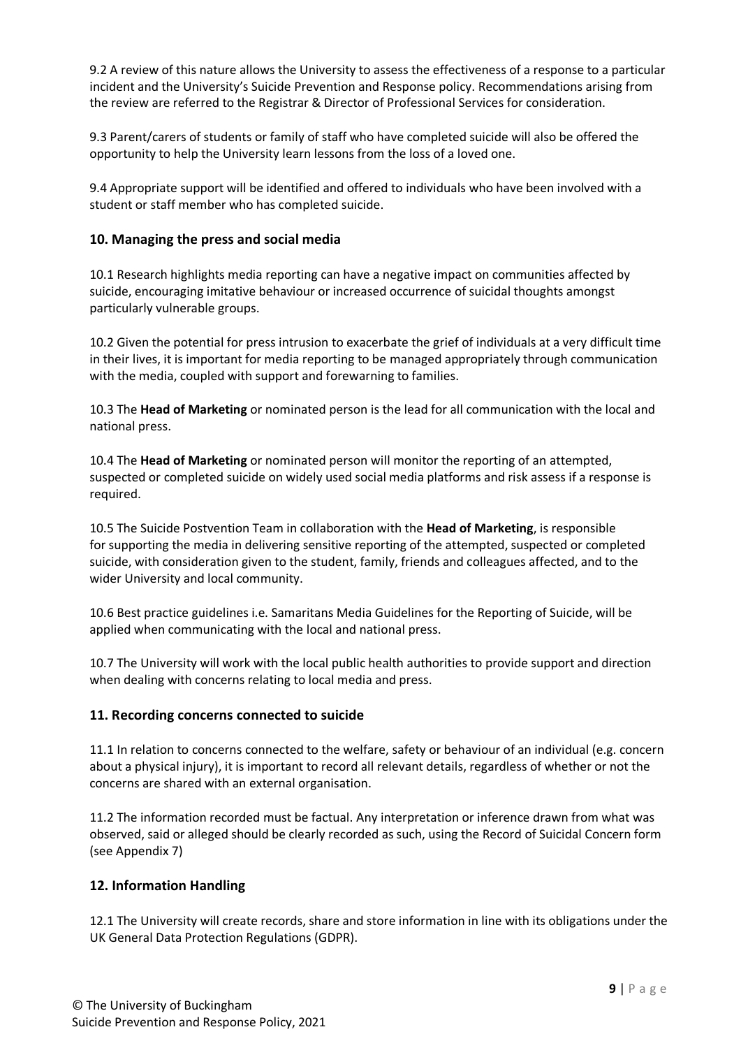9.2 A review of this nature allows the University to assess the effectiveness of a response to a particular incident and the University's Suicide Prevention and Response policy. Recommendations arising from the review are referred to the Registrar & Director of Professional Services for consideration.

9.3 Parent/carers of students or family of staff who have completed suicide will also be offered the opportunity to help the University learn lessons from the loss of a loved one.

9.4 Appropriate support will be identified and offered to individuals who have been involved with a student or staff member who has completed suicide.

## 10. Managing the press and social media

10.1 Research highlights media reporting can have a negative impact on communities affected by suicide, encouraging imitative behaviour or increased occurrence of suicidal thoughts amongst particularly vulnerable groups.

10.2 Given the potential for press intrusion to exacerbate the grief of individuals at a very difficult time in their lives, it is important for media reporting to be managed appropriately through communication with the media, coupled with support and forewarning to families.

10.3 The **Head of Marketing** or nominated person is the lead for all communication with the local and national press.

10.4 The **Head of Marketing** or nominated person will monitor the reporting of an attempted, suspected or completed suicide on widely used social media platforms and risk assess if a response is required.

10.5 The Suicide Postvention Team in collaboration with the **Head of Marketing**, is responsible for supporting the media in delivering sensitive reporting of the attempted, suspected or completed suicide, with consideration given to the student, family, friends and colleagues affected, and to the wider University and local community.

10.6 Best practice guidelines i.e. Samaritans Media Guidelines for the Reporting of Suicide, will be applied when communicating with the local and national press.

10.7 The University will work with the local public health authorities to provide support and direction when dealing with concerns relating to local media and press.

## 11. Recording concerns connected to suicide

11.1 In relation to concerns connected to the welfare, safety or behaviour of an individual (e.g. concern about a physical injury), it is important to record all relevant details, regardless of whether or not the concerns are shared with an external organisation.

11.2 The information recorded must be factual. Any interpretation or inference drawn from what was observed, said or alleged should be clearly recorded as such, using the Record of Suicidal Concern form (see Appendix 7)

## 12. Information Handling

12.1 The University will create records, share and store information in line with its obligations under the UK General Data Protection Regulations (GDPR).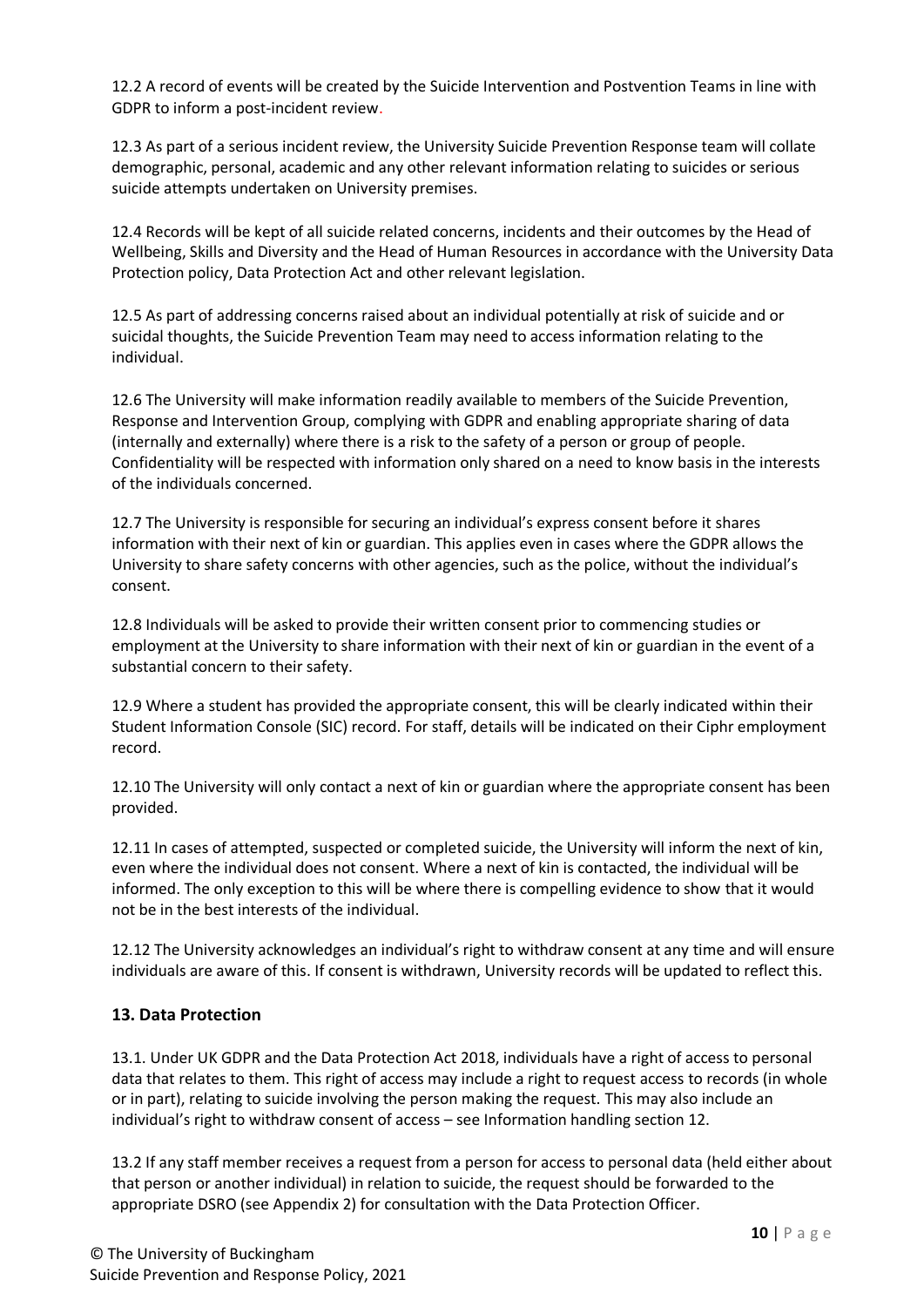12.2 A record of events will be created by the Suicide Intervention and Postvention Teams in line with GDPR to inform a post-incident review.

12.3 As part of a serious incident review, the University Suicide Prevention Response team will collate demographic, personal, academic and any other relevant information relating to suicides or serious suicide attempts undertaken on University premises.

12.4 Records will be kept of all suicide related concerns, incidents and their outcomes by the Head of Wellbeing, Skills and Diversity and the Head of Human Resources in accordance with the University Data Protection policy, Data Protection Act and other relevant legislation.

12.5 As part of addressing concerns raised about an individual potentially at risk of suicide and or suicidal thoughts, the Suicide Prevention Team may need to access information relating to the individual.

12.6 The University will make information readily available to members of the Suicide Prevention, Response and Intervention Group, complying with GDPR and enabling appropriate sharing of data (internally and externally) where there is a risk to the safety of a person or group of people. Confidentiality will be respected with information only shared on a need to know basis in the interests of the individuals concerned.

12.7 The University is responsible for securing an individual's express consent before it shares information with their next of kin or guardian. This applies even in cases where the GDPR allows the University to share safety concerns with other agencies, such as the police, without the individual's consent.

12.8 Individuals will be asked to provide their written consent prior to commencing studies or employment at the University to share information with their next of kin or guardian in the event of a substantial concern to their safety.

12.9 Where a student has provided the appropriate consent, this will be clearly indicated within their Student Information Console (SIC) record. For staff, details will be indicated on their Ciphr employment record.

12.10 The University will only contact a next of kin or guardian where the appropriate consent has been provided.

12.11 In cases of attempted, suspected or completed suicide, the University will inform the next of kin, even where the individual does not consent. Where a next of kin is contacted, the individual will be informed. The only exception to this will be where there is compelling evidence to show that it would not be in the best interests of the individual.

12.12 The University acknowledges an individual's right to withdraw consent at any time and will ensure individuals are aware of this. If consent is withdrawn, University records will be updated to reflect this.

## 13. Data Protection

13.1. Under UK GDPR and the Data Protection Act 2018, individuals have a right of access to personal data that relates to them. This right of access may include a right to request access to records (in whole or in part), relating to suicide involving the person making the request. This may also include an individual's right to withdraw consent of access – see Information handling section 12.

13.2 If any staff member receives a request from a person for access to personal data (held either about that person or another individual) in relation to suicide, the request should be forwarded to the appropriate DSRO (see Appendix 2) for consultation with the Data Protection Officer.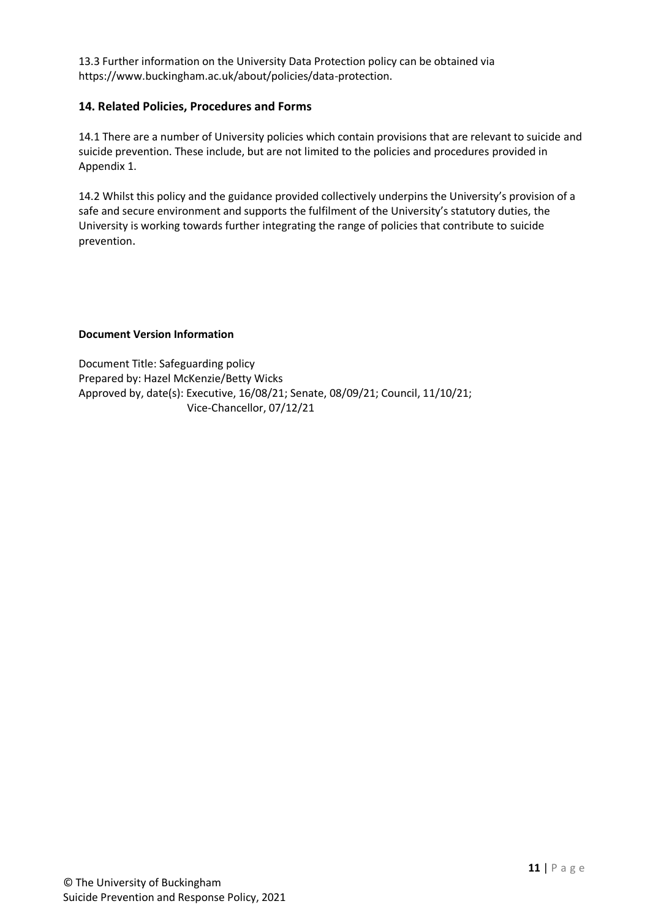13.3 Further information on the University Data Protection policy can be obtained via https://www.buckingham.ac.uk/about/policies/data-protection.

## 14. Related Policies, Procedures and Forms

14.1 There are a number of University policies which contain provisions that are relevant to suicide and suicide prevention. These include, but are not limited to the policies and procedures provided in Appendix 1.

14.2 Whilst this policy and the guidance provided collectively underpins the University's provision of a safe and secure environment and supports the fulfilment of the University's statutory duties, the University is working towards further integrating the range of policies that contribute to suicide prevention.

**Document Version Information**

Document Title: Safeguarding policy
Prepared by: Hazel McKenzie/Betty Wicks
Approved by, date(s): Executive, 16/08/21; Senate, 08/09/21; Council, 11/10/21;
Vice-Chancellor, 07/12/21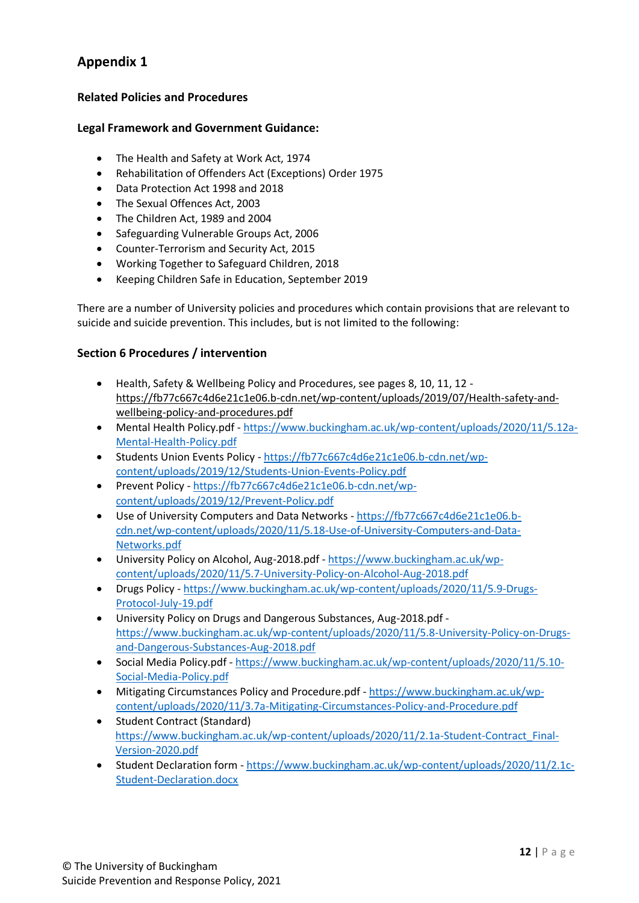## Appendix 1

### Related Policies and Procedures

### Legal Framework and Government Guidance:

- The Health and Safety at Work Act, 1974
- Rehabilitation of Offenders Act (Exceptions) Order 1975
- Data Protection Act 1998 and 2018
- The Sexual Offences Act, 2003
- The Children Act, 1989 and 2004
- Safeguarding Vulnerable Groups Act, 2006
- Counter-Terrorism and Security Act, 2015
- Working Together to Safeguard Children, 2018
- Keeping Children Safe in Education, September 2019

There are a number of University policies and procedures which contain provisions that are relevant to suicide and suicide prevention. This includes, but is not limited to the following:

### Section 6 Procedures / intervention

- Health, Safety & Wellbeing Policy and Procedures, see pages 8, 10, 11, 12 - https://fb77c667c4d6e21c1e06.b-cdn.net/wp-content/uploads/2019/07/Health-safety-and-wellbeing-policy-and-procedures.pdf
- Mental Health Policy.pdf - https://www.buckingham.ac.uk/wp-content/uploads/2020/11/5.12a-Mental-Health-Policy.pdf
- Students Union Events Policy - https://fb77c667c4d6e21c1e06.b-cdn.net/wp-content/uploads/2019/12/Students-Union-Events-Policy.pdf
- Prevent Policy - https://fb77c667c4d6e21c1e06.b-cdn.net/wp-content/uploads/2019/12/Prevent-Policy.pdf
- Use of University Computers and Data Networks - https://fb77c667c4d6e21c1e06.b-cdn.net/wp-content/uploads/2020/11/5.18-Use-of-University-Computers-and-Data-Networks.pdf
- University Policy on Alcohol, Aug-2018.pdf - https://www.buckingham.ac.uk/wp-content/uploads/2020/11/5.7-University-Policy-on-Alcohol-Aug-2018.pdf
- Drugs Policy - https://www.buckingham.ac.uk/wp-content/uploads/2020/11/5.9-Drugs-Protocol-July-19.pdf
- University Policy on Drugs and Dangerous Substances, Aug-2018.pdf - https://www.buckingham.ac.uk/wp-content/uploads/2020/11/5.8-University-Policy-on-Drugs-and-Dangerous-Substances-Aug-2018.pdf
- Social Media Policy.pdf - https://www.buckingham.ac.uk/wp-content/uploads/2020/11/5.10-Social-Media-Policy.pdf
- Mitigating Circumstances Policy and Procedure.pdf - https://www.buckingham.ac.uk/wp-content/uploads/2020/11/3.7a-Mitigating-Circumstances-Policy-and-Procedure.pdf
- Student Contract (Standard) https://www.buckingham.ac.uk/wp-content/uploads/2020/11/2.1a-Student-Contract_Final-Version-2020.pdf
- Student Declaration form - https://www.buckingham.ac.uk/wp-content/uploads/2020/11/2.1c-Student-Declaration.docx

© The University of Buckingham
Suicide Prevention and Response Policy, 2021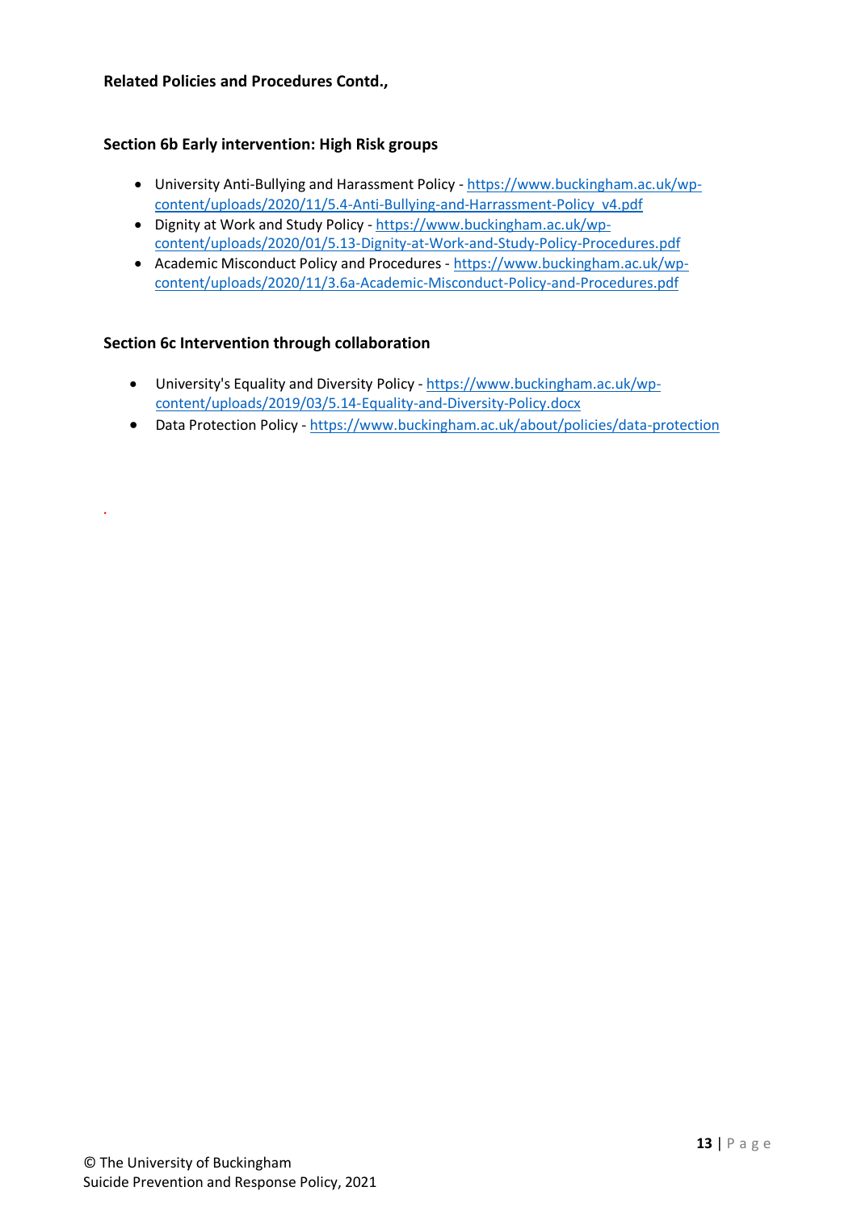**Related Policies and Procedures Contd.,**

**Section 6b Early intervention: High Risk groups**

- University Anti-Bullying and Harassment Policy - https://www.buckingham.ac.uk/wp-content/uploads/2020/11/5.4-Anti-Bullying-and-Harrassment-Policy_v4.pdf
- Dignity at Work and Study Policy - https://www.buckingham.ac.uk/wp-content/uploads/2020/01/5.13-Dignity-at-Work-and-Study-Policy-Procedures.pdf
- Academic Misconduct Policy and Procedures - https://www.buckingham.ac.uk/wp-content/uploads/2020/11/3.6a-Academic-Misconduct-Policy-and-Procedures.pdf

**Section 6c Intervention through collaboration**

- University's Equality and Diversity Policy - https://www.buckingham.ac.uk/wp-content/uploads/2019/03/5.14-Equality-and-Diversity-Policy.docx
- Data Protection Policy - https://www.buckingham.ac.uk/about/policies/data-protection

© The University of Buckingham
Suicide Prevention and Response Policy, 2021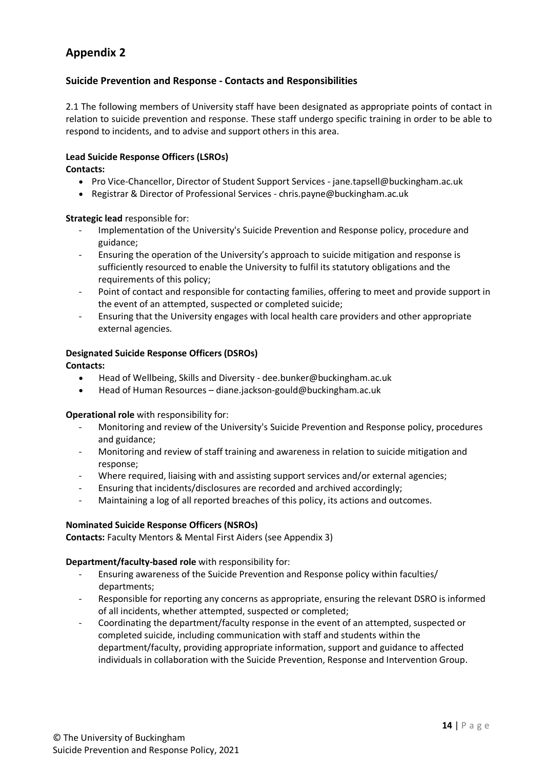# Appendix 2

### Suicide Prevention and Response - Contacts and Responsibilities

2.1 The following members of University staff have been designated as appropriate points of contact in relation to suicide prevention and response. These staff undergo specific training in order to be able to respond to incidents, and to advise and support others in this area.

**Lead Suicide Response Officers (LSROs)**
**Contacts:**

- Pro Vice-Chancellor, Director of Student Support Services - jane.tapsell@buckingham.ac.uk
- Registrar & Director of Professional Services - chris.payne@buckingham.ac.uk

**Strategic lead** responsible for:

- Implementation of the University's Suicide Prevention and Response policy, procedure and guidance;
- Ensuring the operation of the University's approach to suicide mitigation and response is sufficiently resourced to enable the University to fulfil its statutory obligations and the requirements of this policy;
- Point of contact and responsible for contacting families, offering to meet and provide support in the event of an attempted, suspected or completed suicide;
- Ensuring that the University engages with local health care providers and other appropriate external agencies.

**Designated Suicide Response Officers (DSROs)**
**Contacts:**

- Head of Wellbeing, Skills and Diversity - dee.bunker@buckingham.ac.uk
- Head of Human Resources – diane.jackson-gould@buckingham.ac.uk

**Operational role** with responsibility for:

- Monitoring and review of the University's Suicide Prevention and Response policy, procedures and guidance;
- Monitoring and review of staff training and awareness in relation to suicide mitigation and response;
- Where required, liaising with and assisting support services and/or external agencies;
- Ensuring that incidents/disclosures are recorded and archived accordingly;
- Maintaining a log of all reported breaches of this policy, its actions and outcomes.

**Nominated Suicide Response Officers (NSROs)**
**Contacts:** Faculty Mentors & Mental First Aiders (see Appendix 3)

**Department/faculty-based role** with responsibility for:

- Ensuring awareness of the Suicide Prevention and Response policy within faculties/ departments;
- Responsible for reporting any concerns as appropriate, ensuring the relevant DSRO is informed of all incidents, whether attempted, suspected or completed;
- Coordinating the department/faculty response in the event of an attempted, suspected or completed suicide, including communication with staff and students within the department/faculty, providing appropriate information, support and guidance to affected individuals in collaboration with the Suicide Prevention, Response and Intervention Group.

© The University of Buckingham
Suicide Prevention and Response Policy, 2021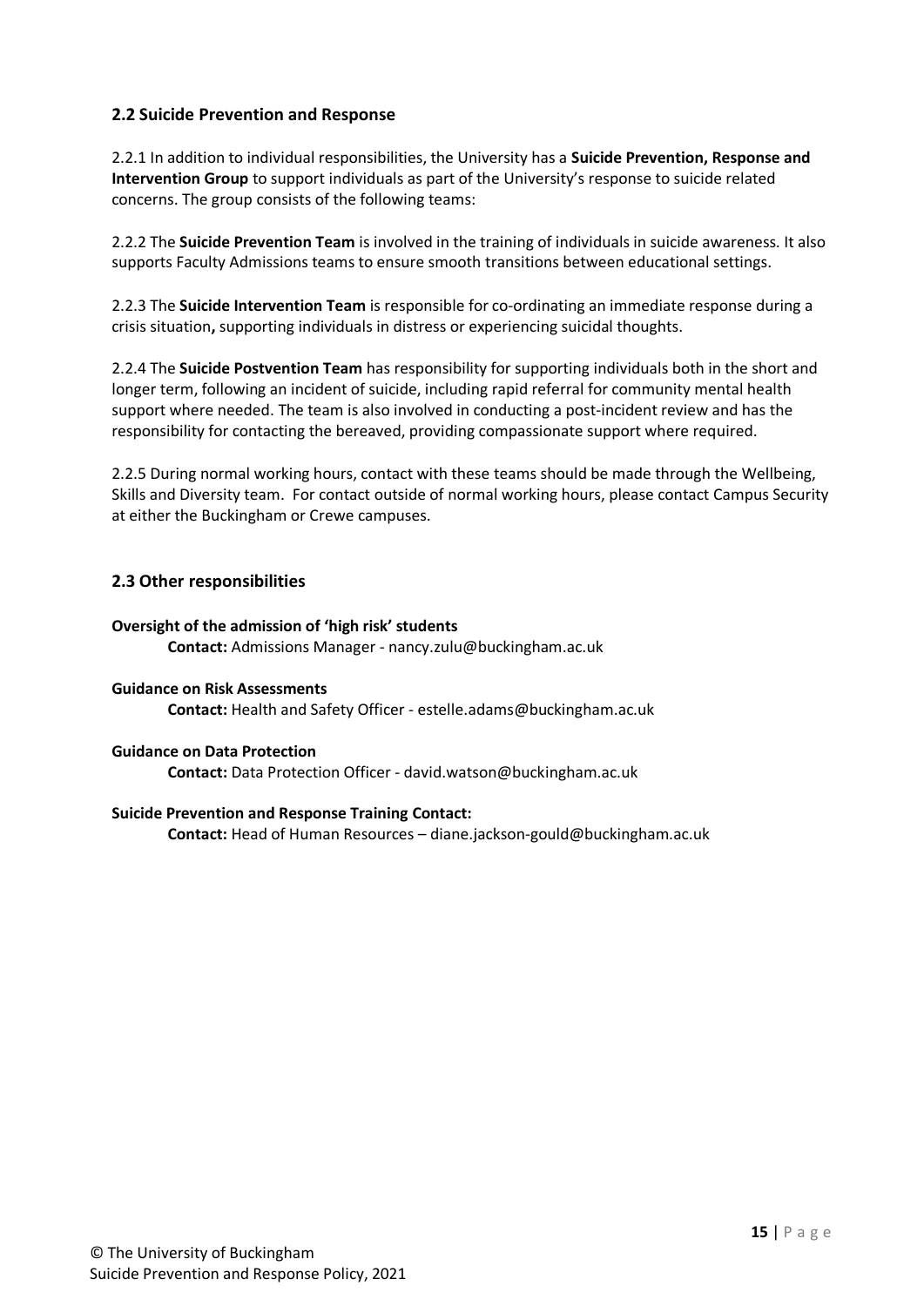## 2.2 Suicide Prevention and Response

2.2.1 In addition to individual responsibilities, the University has a **Suicide Prevention, Response and Intervention Group** to support individuals as part of the University's response to suicide related concerns. The group consists of the following teams:

2.2.2 The **Suicide Prevention Team** is involved in the training of individuals in suicide awareness. It also supports Faculty Admissions teams to ensure smooth transitions between educational settings.

2.2.3 The **Suicide Intervention Team** is responsible for co-ordinating an immediate response during a crisis situation**,** supporting individuals in distress or experiencing suicidal thoughts.

2.2.4 The **Suicide Postvention Team** has responsibility for supporting individuals both in the short and longer term, following an incident of suicide, including rapid referral for community mental health support where needed. The team is also involved in conducting a post-incident review and has the responsibility for contacting the bereaved, providing compassionate support where required.

2.2.5 During normal working hours, contact with these teams should be made through the Wellbeing, Skills and Diversity team. For contact outside of normal working hours, please contact Campus Security at either the Buckingham or Crewe campuses.

## 2.3 Other responsibilities

**Oversight of the admission of 'high risk' students**

**Contact:** Admissions Manager - nancy.zulu@buckingham.ac.uk

**Guidance on Risk Assessments**

**Contact:** Health and Safety Officer - estelle.adams@buckingham.ac.uk

**Guidance on Data Protection**

**Contact:** Data Protection Officer - david.watson@buckingham.ac.uk

**Suicide Prevention and Response Training Contact:**

**Contact:** Head of Human Resources – diane.jackson-gould@buckingham.ac.uk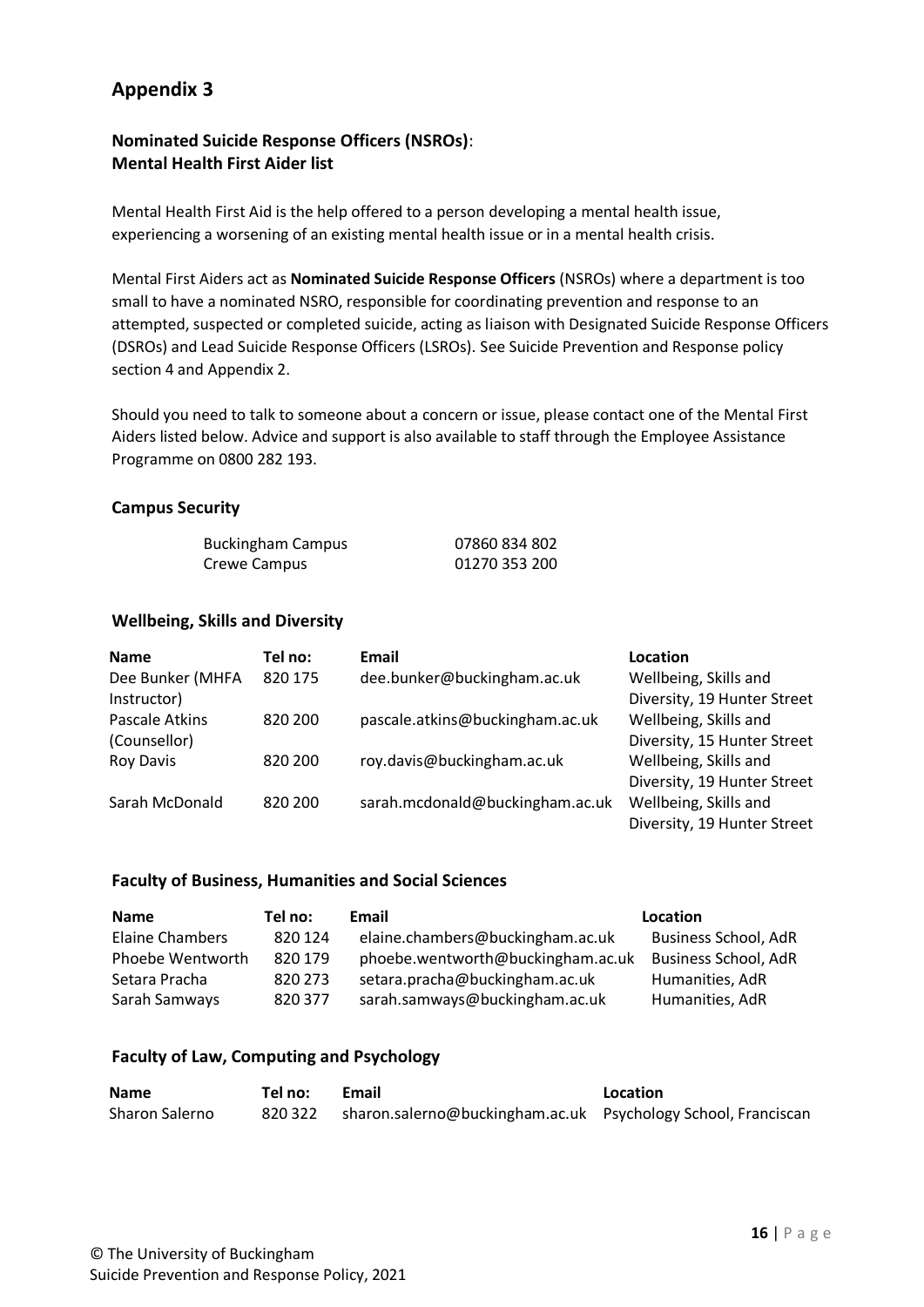## Appendix 3

### Nominated Suicide Response Officers (NSROs): Mental Health First Aider list

Mental Health First Aid is the help offered to a person developing a mental health issue, experiencing a worsening of an existing mental health issue or in a mental health crisis.

Mental First Aiders act as **Nominated Suicide Response Officers** (NSROs) where a department is too small to have a nominated NSRO, responsible for coordinating prevention and response to an attempted, suspected or completed suicide, acting as liaison with Designated Suicide Response Officers (DSROs) and Lead Suicide Response Officers (LSROs). See Suicide Prevention and Response policy section 4 and Appendix 2.

Should you need to talk to someone about a concern or issue, please contact one of the Mental First Aiders listed below. Advice and support is also available to staff through the Employee Assistance Programme on 0800 282 193.

#### Campus Security

| | |
|---|---|
| Buckingham Campus | 07860 834 802 |
| Crewe Campus | 01270 353 200 |

#### Wellbeing, Skills and Diversity

| Name | Tel no: | Email | Location |
|---|---|---|---|
| Dee Bunker (MHFA Instructor) | 820 175 | dee.bunker@buckingham.ac.uk | Wellbeing, Skills and Diversity, 19 Hunter Street |
| Pascale Atkins (Counsellor) | 820 200 | pascale.atkins@buckingham.ac.uk | Wellbeing, Skills and Diversity, 15 Hunter Street |
| Roy Davis | 820 200 | roy.davis@buckingham.ac.uk | Wellbeing, Skills and Diversity, 19 Hunter Street |
| Sarah McDonald | 820 200 | sarah.mcdonald@buckingham.ac.uk | Wellbeing, Skills and Diversity, 19 Hunter Street |

#### Faculty of Business, Humanities and Social Sciences

| Name | Tel no: | Email | Location |
|---|---|---|---|
| Elaine Chambers | 820 124 | elaine.chambers@buckingham.ac.uk | Business School, AdR |
| Phoebe Wentworth | 820 179 | phoebe.wentworth@buckingham.ac.uk | Business School, AdR |
| Setara Pracha | 820 273 | setara.pracha@buckingham.ac.uk | Humanities, AdR |
| Sarah Samways | 820 377 | sarah.samways@buckingham.ac.uk | Humanities, AdR |

#### Faculty of Law, Computing and Psychology

| Name | Tel no: | Email | Location |
|---|---|---|---|
| Sharon Salerno | 820 322 | sharon.salerno@buckingham.ac.uk | Psychology School, Franciscan |

© The University of Buckingham
Suicide Prevention and Response Policy, 2021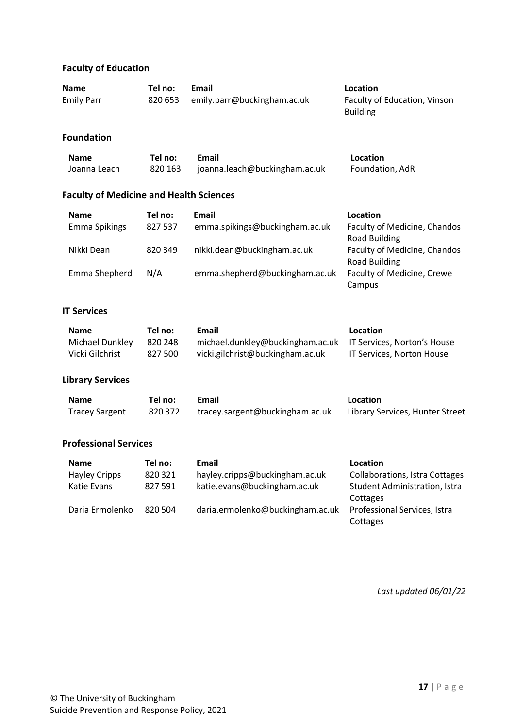### Faculty of Education

| Name | Tel no: | Email | Location |
|---|---|---|---|
| Emily Parr | 820 653 | emily.parr@buckingham.ac.uk | Faculty of Education, Vinson Building |

### Foundation

| Name | Tel no: | Email | Location |
|---|---|---|---|
| Joanna Leach | 820 163 | joanna.leach@buckingham.ac.uk | Foundation, AdR |

### Faculty of Medicine and Health Sciences

| Name | Tel no: | Email | Location |
|---|---|---|---|
| Emma Spikings | 827 537 | emma.spikings@buckingham.ac.uk | Faculty of Medicine, Chandos Road Building |
| Nikki Dean | 820 349 | nikki.dean@buckingham.ac.uk | Faculty of Medicine, Chandos Road Building |
| Emma Shepherd | N/A | emma.shepherd@buckingham.ac.uk | Faculty of Medicine, Crewe Campus |

### IT Services

| Name | Tel no: | Email | Location |
|---|---|---|---|
| Michael Dunkley | 820 248 | michael.dunkley@buckingham.ac.uk | IT Services, Norton's House |
| Vicki Gilchrist | 827 500 | vicki.gilchrist@buckingham.ac.uk | IT Services, Norton House |

### Library Services

| Name | Tel no: | Email | Location |
|---|---|---|---|
| Tracey Sargent | 820 372 | tracey.sargent@buckingham.ac.uk | Library Services, Hunter Street |

### Professional Services

| Name | Tel no: | Email | Location |
|---|---|---|---|
| Hayley Cripps | 820 321 | hayley.cripps@buckingham.ac.uk | Collaborations, Istra Cottages |
| Katie Evans | 827 591 | katie.evans@buckingham.ac.uk | Student Administration, Istra Cottages |
| Daria Ermolenko | 820 504 | daria.ermolenko@buckingham.ac.uk | Professional Services, Istra Cottages |

*Last updated 06/01/22*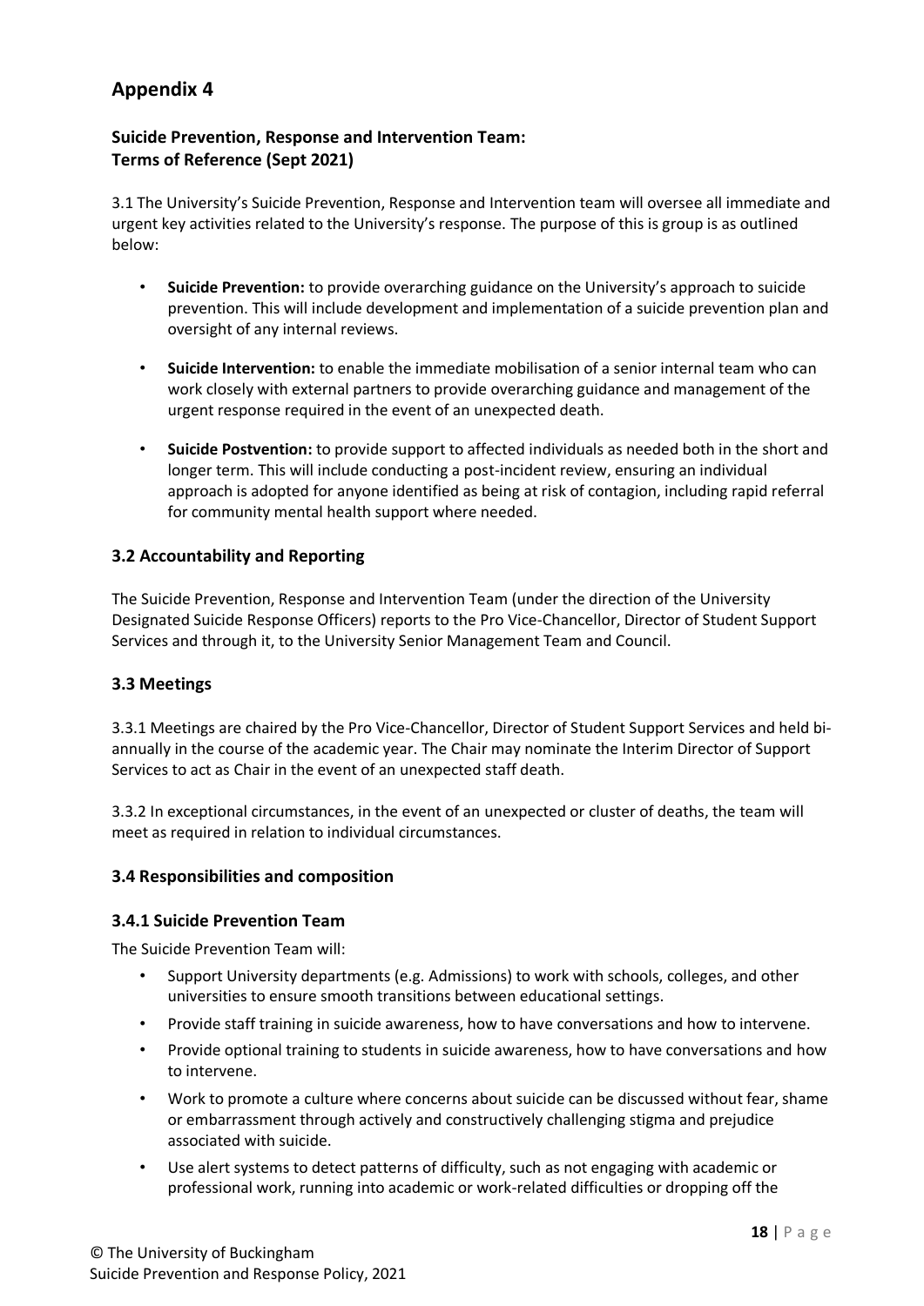## Appendix 4

### Suicide Prevention, Response and Intervention Team: Terms of Reference (Sept 2021)

3.1 The University's Suicide Prevention, Response and Intervention team will oversee all immediate and urgent key activities related to the University's response. The purpose of this is group is as outlined below:

- **Suicide Prevention:** to provide overarching guidance on the University's approach to suicide prevention. This will include development and implementation of a suicide prevention plan and oversight of any internal reviews.
- **Suicide Intervention:** to enable the immediate mobilisation of a senior internal team who can work closely with external partners to provide overarching guidance and management of the urgent response required in the event of an unexpected death.
- **Suicide Postvention:** to provide support to affected individuals as needed both in the short and longer term. This will include conducting a post-incident review, ensuring an individual approach is adopted for anyone identified as being at risk of contagion, including rapid referral for community mental health support where needed.

### 3.2 Accountability and Reporting

The Suicide Prevention, Response and Intervention Team (under the direction of the University Designated Suicide Response Officers) reports to the Pro Vice-Chancellor, Director of Student Support Services and through it, to the University Senior Management Team and Council.

### 3.3 Meetings

3.3.1 Meetings are chaired by the Pro Vice-Chancellor, Director of Student Support Services and held bi-annually in the course of the academic year. The Chair may nominate the Interim Director of Support Services to act as Chair in the event of an unexpected staff death.

3.3.2 In exceptional circumstances, in the event of an unexpected or cluster of deaths, the team will meet as required in relation to individual circumstances.

### 3.4 Responsibilities and composition

#### 3.4.1 Suicide Prevention Team

The Suicide Prevention Team will:

- Support University departments (e.g. Admissions) to work with schools, colleges, and other universities to ensure smooth transitions between educational settings.
- Provide staff training in suicide awareness, how to have conversations and how to intervene.
- Provide optional training to students in suicide awareness, how to have conversations and how to intervene.
- Work to promote a culture where concerns about suicide can be discussed without fear, shame or embarrassment through actively and constructively challenging stigma and prejudice associated with suicide.
- Use alert systems to detect patterns of difficulty, such as not engaging with academic or professional work, running into academic or work-related difficulties or dropping off the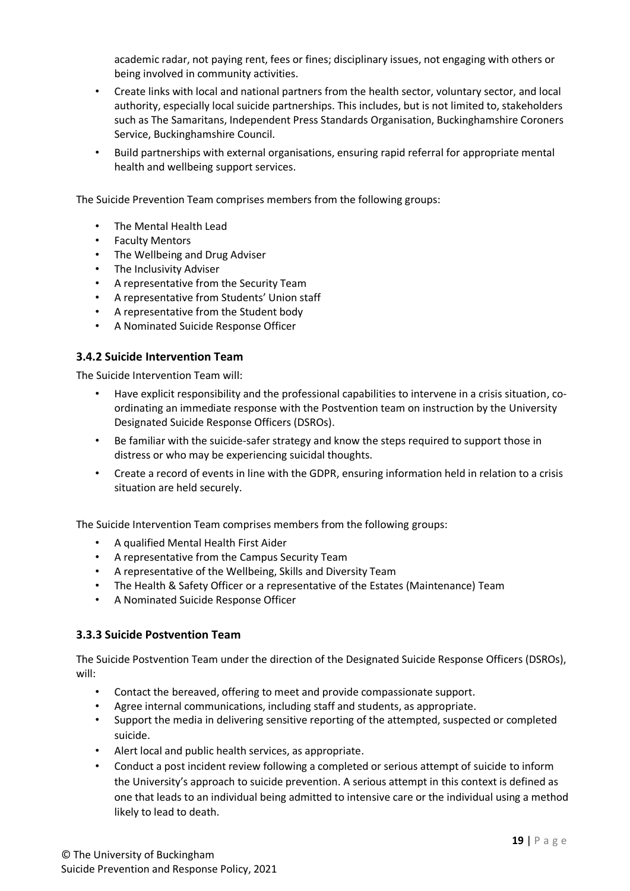academic radar, not paying rent, fees or fines; disciplinary issues, not engaging with others or being involved in community activities.

- Create links with local and national partners from the health sector, voluntary sector, and local authority, especially local suicide partnerships. This includes, but is not limited to, stakeholders such as The Samaritans, Independent Press Standards Organisation, Buckinghamshire Coroners Service, Buckinghamshire Council.
- Build partnerships with external organisations, ensuring rapid referral for appropriate mental health and wellbeing support services.

The Suicide Prevention Team comprises members from the following groups:

- The Mental Health Lead
- Faculty Mentors
- The Wellbeing and Drug Adviser
- The Inclusivity Adviser
- A representative from the Security Team
- A representative from Students' Union staff
- A representative from the Student body
- A Nominated Suicide Response Officer

### 3.4.2 Suicide Intervention Team

The Suicide Intervention Team will:

- Have explicit responsibility and the professional capabilities to intervene in a crisis situation, co-ordinating an immediate response with the Postvention team on instruction by the University Designated Suicide Response Officers (DSROs).
- Be familiar with the suicide-safer strategy and know the steps required to support those in distress or who may be experiencing suicidal thoughts.
- Create a record of events in line with the GDPR, ensuring information held in relation to a crisis situation are held securely.

The Suicide Intervention Team comprises members from the following groups:

- A qualified Mental Health First Aider
- A representative from the Campus Security Team
- A representative of the Wellbeing, Skills and Diversity Team
- The Health & Safety Officer or a representative of the Estates (Maintenance) Team
- A Nominated Suicide Response Officer

### 3.3.3 Suicide Postvention Team

The Suicide Postvention Team under the direction of the Designated Suicide Response Officers (DSROs), will:

- Contact the bereaved, offering to meet and provide compassionate support.
- Agree internal communications, including staff and students, as appropriate.
- Support the media in delivering sensitive reporting of the attempted, suspected or completed suicide.
- Alert local and public health services, as appropriate.
- Conduct a post incident review following a completed or serious attempt of suicide to inform the University's approach to suicide prevention. A serious attempt in this context is defined as one that leads to an individual being admitted to intensive care or the individual using a method likely to lead to death.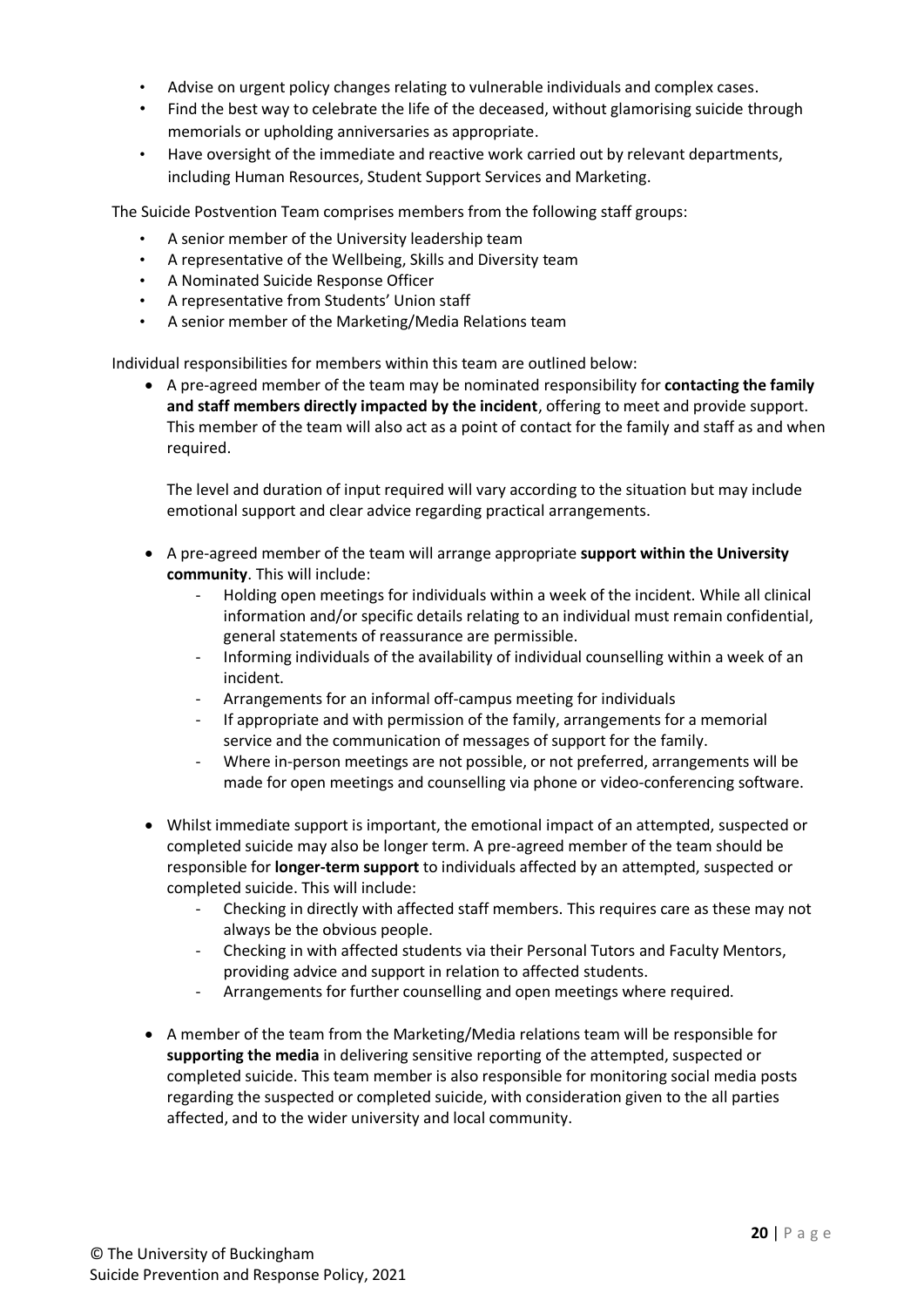- Advise on urgent policy changes relating to vulnerable individuals and complex cases.
- Find the best way to celebrate the life of the deceased, without glamorising suicide through memorials or upholding anniversaries as appropriate.
- Have oversight of the immediate and reactive work carried out by relevant departments, including Human Resources, Student Support Services and Marketing.

The Suicide Postvention Team comprises members from the following staff groups:

- A senior member of the University leadership team
- A representative of the Wellbeing, Skills and Diversity team
- A Nominated Suicide Response Officer
- A representative from Students' Union staff
- A senior member of the Marketing/Media Relations team

Individual responsibilities for members within this team are outlined below:

- A pre-agreed member of the team may be nominated responsibility for **contacting the family and staff members directly impacted by the incident**, offering to meet and provide support. This member of the team will also act as a point of contact for the family and staff as and when required.

  The level and duration of input required will vary according to the situation but may include emotional support and clear advice regarding practical arrangements.

- A pre-agreed member of the team will arrange appropriate **support within the University community**. This will include:
  - Holding open meetings for individuals within a week of the incident. While all clinical information and/or specific details relating to an individual must remain confidential, general statements of reassurance are permissible.
  - Informing individuals of the availability of individual counselling within a week of an incident.
  - Arrangements for an informal off-campus meeting for individuals
  - If appropriate and with permission of the family, arrangements for a memorial service and the communication of messages of support for the family.
  - Where in-person meetings are not possible, or not preferred, arrangements will be made for open meetings and counselling via phone or video-conferencing software.

- Whilst immediate support is important, the emotional impact of an attempted, suspected or completed suicide may also be longer term. A pre-agreed member of the team should be responsible for **longer-term support** to individuals affected by an attempted, suspected or completed suicide. This will include:
  - Checking in directly with affected staff members. This requires care as these may not always be the obvious people.
  - Checking in with affected students via their Personal Tutors and Faculty Mentors, providing advice and support in relation to affected students.
  - Arrangements for further counselling and open meetings where required.

- A member of the team from the Marketing/Media relations team will be responsible for **supporting the media** in delivering sensitive reporting of the attempted, suspected or completed suicide. This team member is also responsible for monitoring social media posts regarding the suspected or completed suicide, with consideration given to the all parties affected, and to the wider university and local community.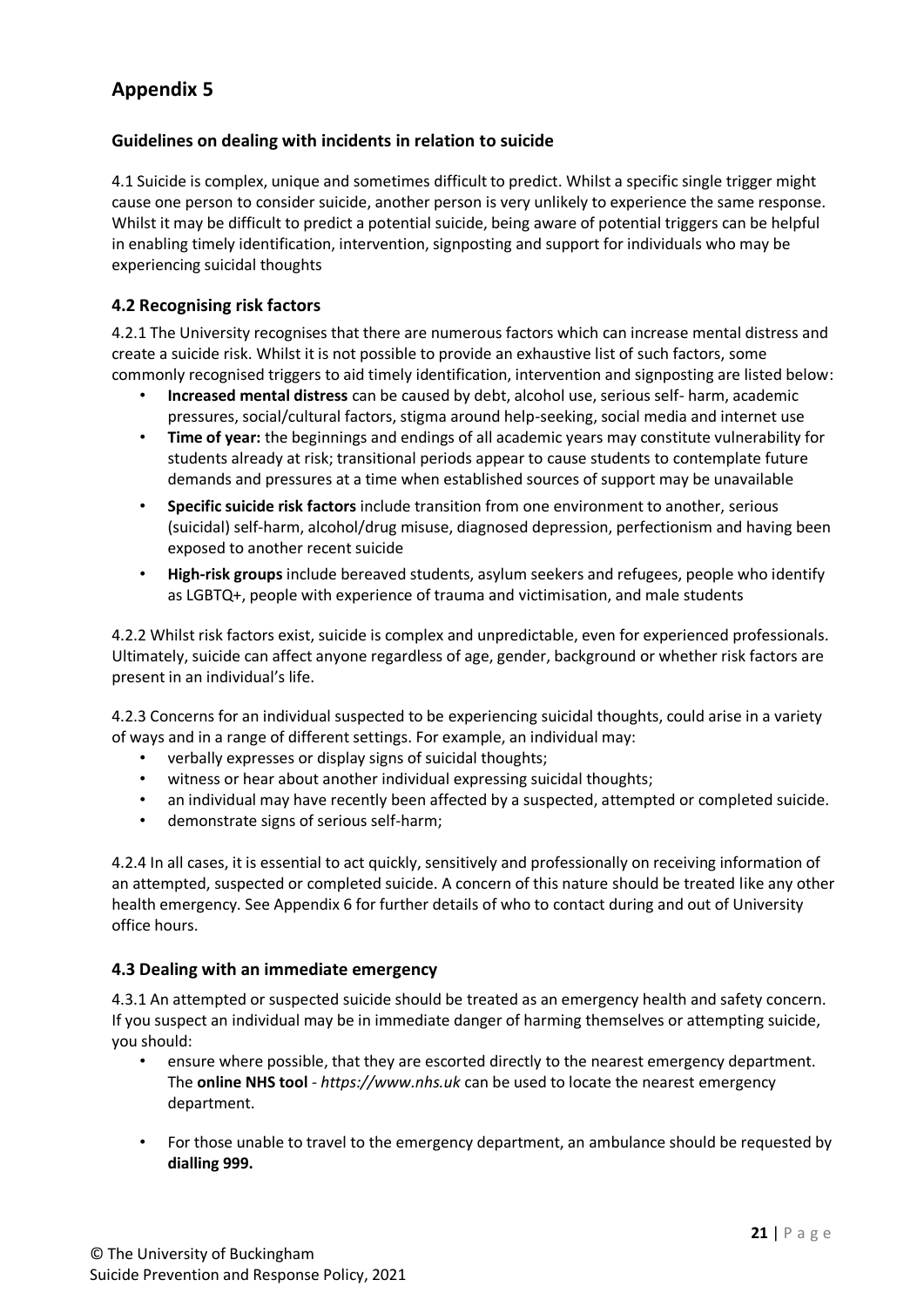# Appendix 5

### Guidelines on dealing with incidents in relation to suicide

4.1 Suicide is complex, unique and sometimes difficult to predict. Whilst a specific single trigger might cause one person to consider suicide, another person is very unlikely to experience the same response. Whilst it may be difficult to predict a potential suicide, being aware of potential triggers can be helpful in enabling timely identification, intervention, signposting and support for individuals who may be experiencing suicidal thoughts

## 4.2 Recognising risk factors

4.2.1 The University recognises that there are numerous factors which can increase mental distress and create a suicide risk. Whilst it is not possible to provide an exhaustive list of such factors, some commonly recognised triggers to aid timely identification, intervention and signposting are listed below:

- **Increased mental distress** can be caused by debt, alcohol use, serious self- harm, academic pressures, social/cultural factors, stigma around help-seeking, social media and internet use
- **Time of year:** the beginnings and endings of all academic years may constitute vulnerability for students already at risk; transitional periods appear to cause students to contemplate future demands and pressures at a time when established sources of support may be unavailable
- **Specific suicide risk factors** include transition from one environment to another, serious (suicidal) self-harm, alcohol/drug misuse, diagnosed depression, perfectionism and having been exposed to another recent suicide
- **High-risk groups** include bereaved students, asylum seekers and refugees, people who identify as LGBTQ+, people with experience of trauma and victimisation, and male students

4.2.2 Whilst risk factors exist, suicide is complex and unpredictable, even for experienced professionals. Ultimately, suicide can affect anyone regardless of age, gender, background or whether risk factors are present in an individual's life.

4.2.3 Concerns for an individual suspected to be experiencing suicidal thoughts, could arise in a variety of ways and in a range of different settings. For example, an individual may:

- verbally expresses or display signs of suicidal thoughts;
- witness or hear about another individual expressing suicidal thoughts;
- an individual may have recently been affected by a suspected, attempted or completed suicide.
- demonstrate signs of serious self-harm;

4.2.4 In all cases, it is essential to act quickly, sensitively and professionally on receiving information of an attempted, suspected or completed suicide. A concern of this nature should be treated like any other health emergency. See Appendix 6 for further details of who to contact during and out of University office hours.

## 4.3 Dealing with an immediate emergency

4.3.1 An attempted or suspected suicide should be treated as an emergency health and safety concern. If you suspect an individual may be in immediate danger of harming themselves or attempting suicide, you should:

- ensure where possible, that they are escorted directly to the nearest emergency department. The **online NHS tool** - *https://www.nhs.uk* can be used to locate the nearest emergency department.
- For those unable to travel to the emergency department, an ambulance should be requested by **dialling 999.**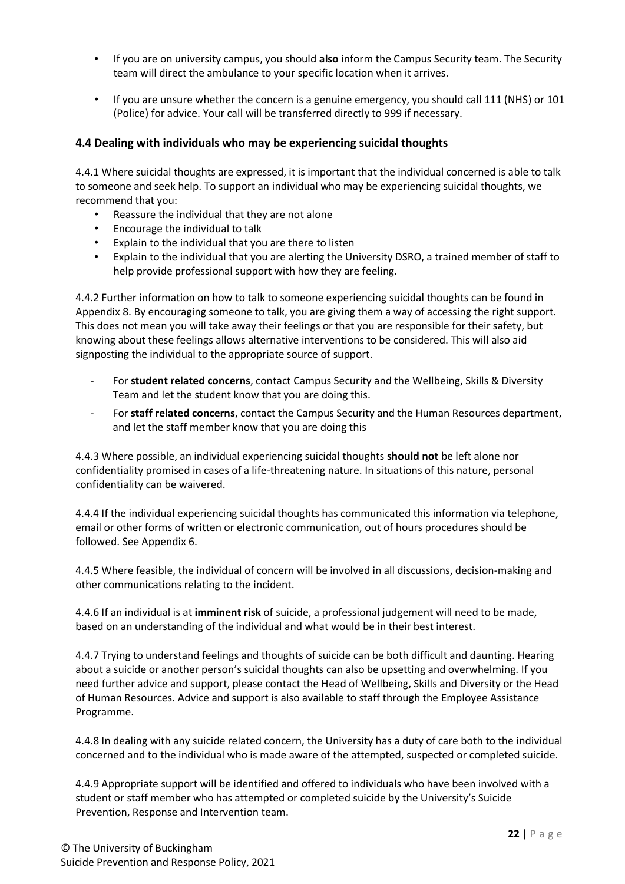- If you are on university campus, you should **also** inform the Campus Security team. The Security team will direct the ambulance to your specific location when it arrives.

- If you are unsure whether the concern is a genuine emergency, you should call 111 (NHS) or 101 (Police) for advice. Your call will be transferred directly to 999 if necessary.

### 4.4 Dealing with individuals who may be experiencing suicidal thoughts

4.4.1 Where suicidal thoughts are expressed, it is important that the individual concerned is able to talk to someone and seek help. To support an individual who may be experiencing suicidal thoughts, we recommend that you:

- Reassure the individual that they are not alone
- Encourage the individual to talk
- Explain to the individual that you are there to listen
- Explain to the individual that you are alerting the University DSRO, a trained member of staff to help provide professional support with how they are feeling.

4.4.2 Further information on how to talk to someone experiencing suicidal thoughts can be found in Appendix 8. By encouraging someone to talk, you are giving them a way of accessing the right support. This does not mean you will take away their feelings or that you are responsible for their safety, but knowing about these feelings allows alternative interventions to be considered. This will also aid signposting the individual to the appropriate source of support.

- For **student related concerns**, contact Campus Security and the Wellbeing, Skills & Diversity Team and let the student know that you are doing this.
- For **staff related concerns**, contact the Campus Security and the Human Resources department, and let the staff member know that you are doing this

4.4.3 Where possible, an individual experiencing suicidal thoughts **should not** be left alone nor confidentiality promised in cases of a life-threatening nature. In situations of this nature, personal confidentiality can be waivered.

4.4.4 If the individual experiencing suicidal thoughts has communicated this information via telephone, email or other forms of written or electronic communication, out of hours procedures should be followed. See Appendix 6.

4.4.5 Where feasible, the individual of concern will be involved in all discussions, decision-making and other communications relating to the incident.

4.4.6 If an individual is at **imminent risk** of suicide, a professional judgement will need to be made, based on an understanding of the individual and what would be in their best interest.

4.4.7 Trying to understand feelings and thoughts of suicide can be both difficult and daunting. Hearing about a suicide or another person's suicidal thoughts can also be upsetting and overwhelming. If you need further advice and support, please contact the Head of Wellbeing, Skills and Diversity or the Head of Human Resources. Advice and support is also available to staff through the Employee Assistance Programme.

4.4.8 In dealing with any suicide related concern, the University has a duty of care both to the individual concerned and to the individual who is made aware of the attempted, suspected or completed suicide.

4.4.9 Appropriate support will be identified and offered to individuals who have been involved with a student or staff member who has attempted or completed suicide by the University's Suicide Prevention, Response and Intervention team.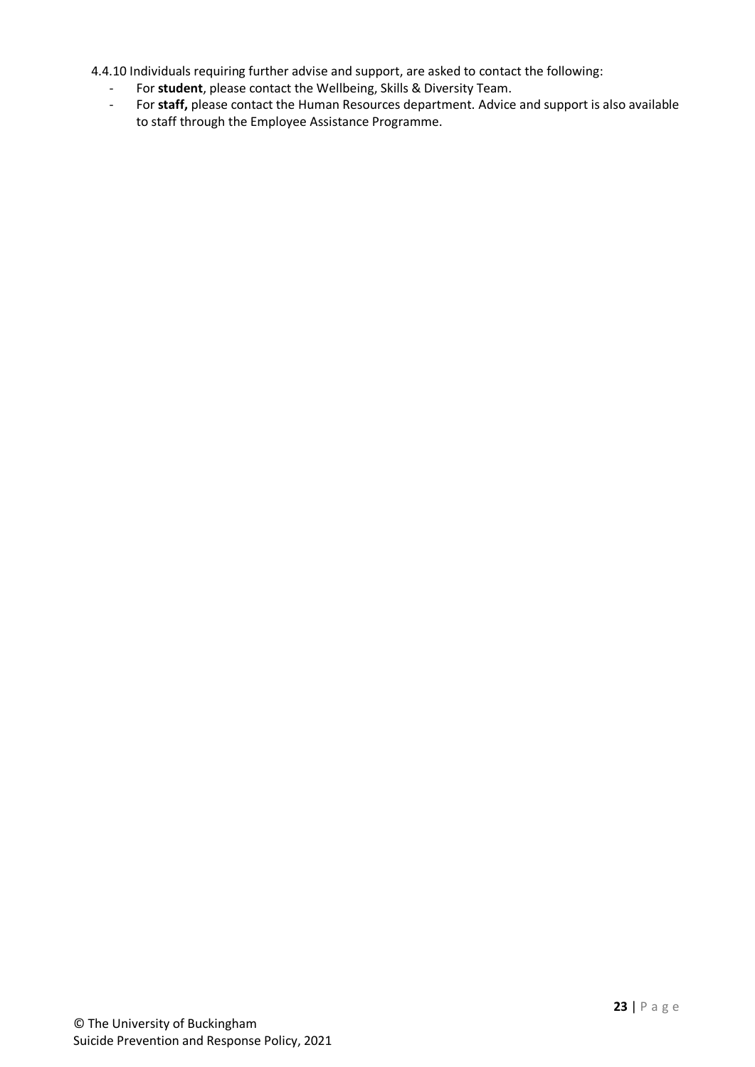4.4.10 Individuals requiring further advise and support, are asked to contact the following:

- For **student**, please contact the Wellbeing, Skills & Diversity Team.
- For **staff,** please contact the Human Resources department. Advice and support is also available to staff through the Employee Assistance Programme.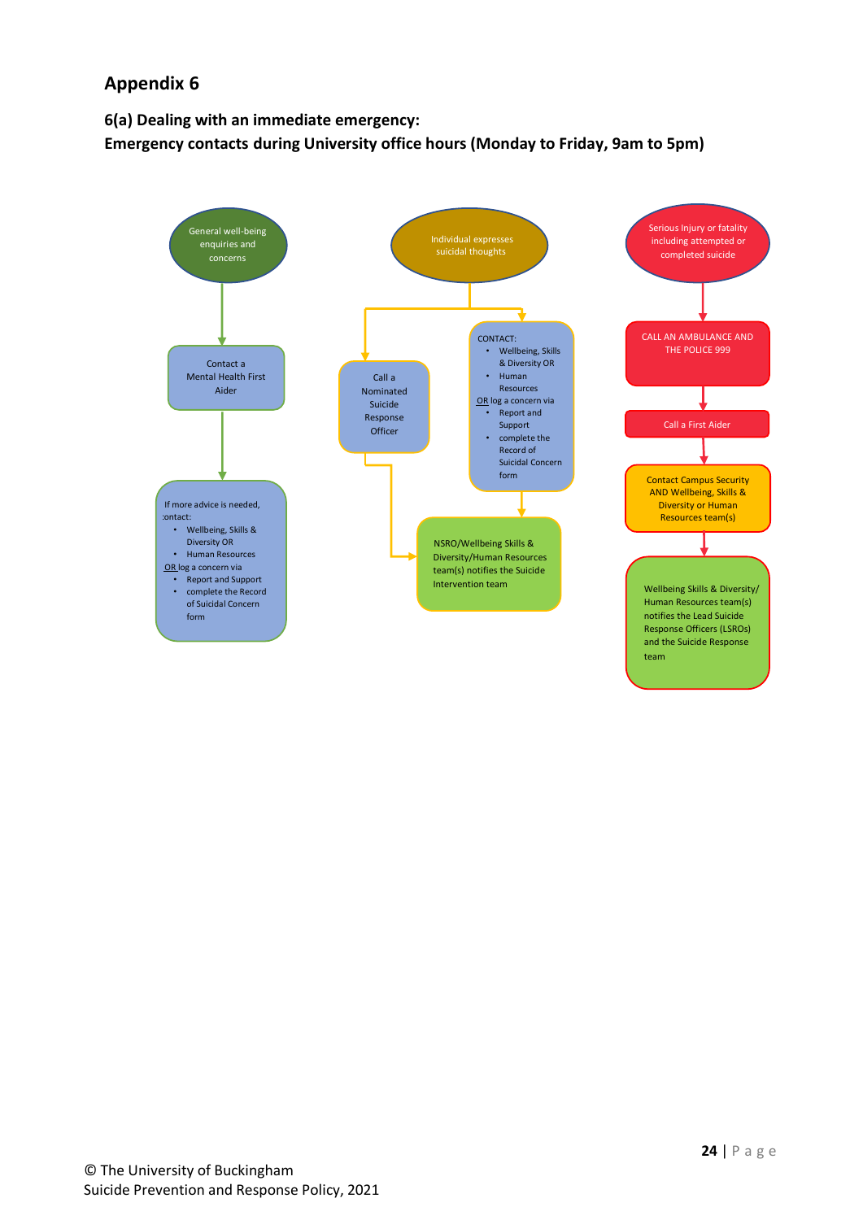## Appendix 6

### 6(a) Dealing with an immediate emergency:
### Emergency contacts during University office hours (Monday to Friday, 9am to 5pm)

General well-being enquiries and concerns

Contact a Mental Health First Aider

If more advice is needed, contact:

- Wellbeing, Skills & Diversity OR
- Human Resources

OR log a concern via

- Report and Support
- complete the Record of Suicidal Concern form

Individual expresses suicidal thoughts

Call a Nominated Suicide Response Officer

CONTACT:

- Wellbeing, Skills & Diversity OR
- Human Resources

OR log a concern via

- Report and Support
- complete the Record of Suicidal Concern form

NSRO/Wellbeing Skills & Diversity/Human Resources team(s) notifies the Suicide Intervention team

Serious Injury or fatality including attempted or completed suicide

CALL AN AMBULANCE AND THE POLICE 999

Call a First Aider

Contact Campus Security AND Wellbeing, Skills & Diversity or Human Resources team(s)

Wellbeing Skills & Diversity/ Human Resources team(s) notifies the Lead Suicide Response Officers (LSROs) and the Suicide Response team

© The University of Buckingham
Suicide Prevention and Response Policy, 2021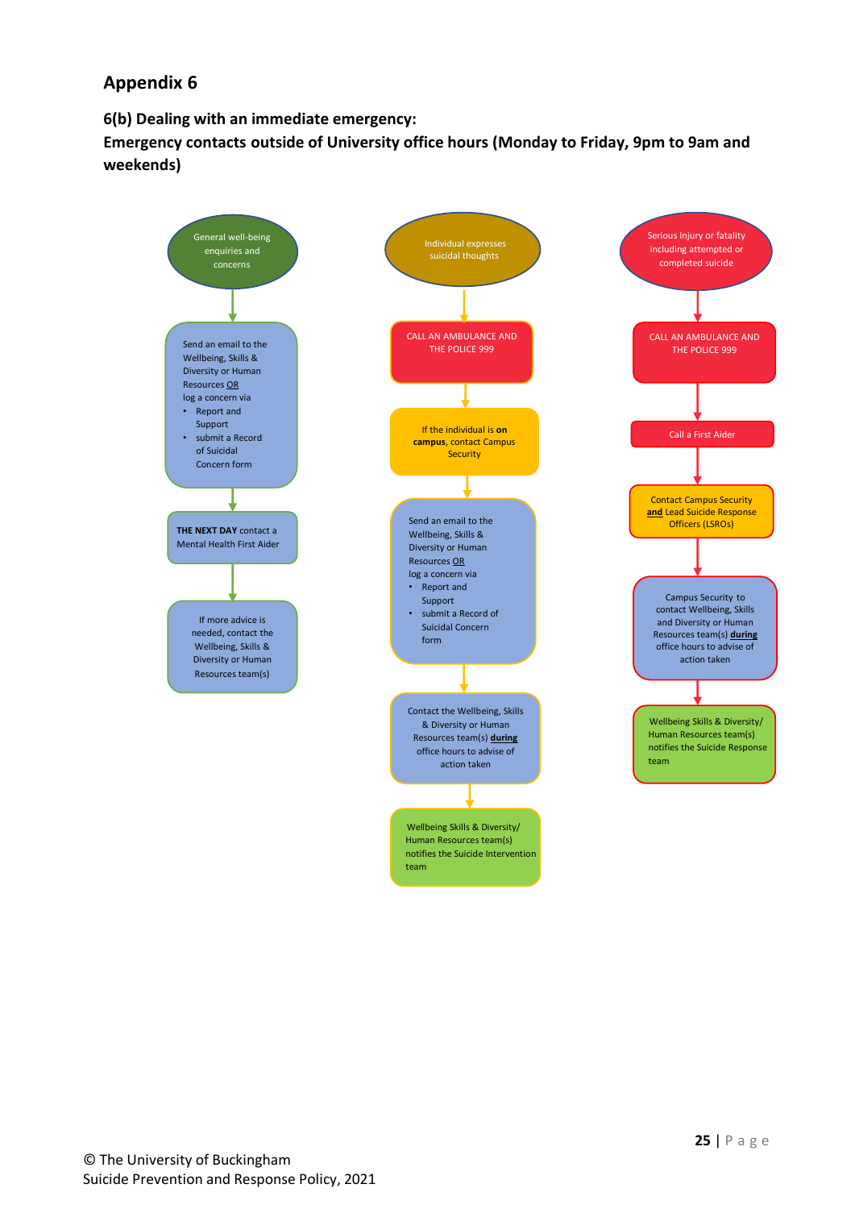## Appendix 6

### 6(b) Dealing with an immediate emergency:

### Emergency contacts outside of University office hours (Monday to Friday, 9pm to 9am and weekends)

**General well-being enquiries and concerns**

1. Send an email to the Wellbeing, Skills & Diversity or Human Resources OR log a concern via
   - Report and Support
   - submit a Record of Suicidal Concern form
2. **THE NEXT DAY** contact a Mental Health First Aider
3. If more advice is needed, contact the Wellbeing, Skills & Diversity or Human Resources team(s)

**Individual expresses suicidal thoughts**

1. CALL AN AMBULANCE AND THE POLICE 999
2. If the individual is **on campus**, contact Campus Security
3. Send an email to the Wellbeing, Skills & Diversity or Human Resources OR log a concern via
   - Report and Support
   - submit a Record of Suicidal Concern form
4. Contact the Wellbeing, Skills & Diversity or Human Resources team(s) **during** office hours to advise of action taken
5. Wellbeing Skills & Diversity/ Human Resources team(s) notifies the Suicide Intervention team

**Serious Injury or fatality including attempted or completed suicide**

1. CALL AN AMBULANCE AND THE POLICE 999
2. Call a First Aider
3. Contact Campus Security **and** Lead Suicide Response Officers (LSROs)
4. Campus Security to contact Wellbeing, Skills and Diversity or Human Resources team(s) **during** office hours to advise of action taken
5. Wellbeing Skills & Diversity/ Human Resources team(s) notifies the Suicide Response team

© The University of Buckingham
Suicide Prevention and Response Policy, 2021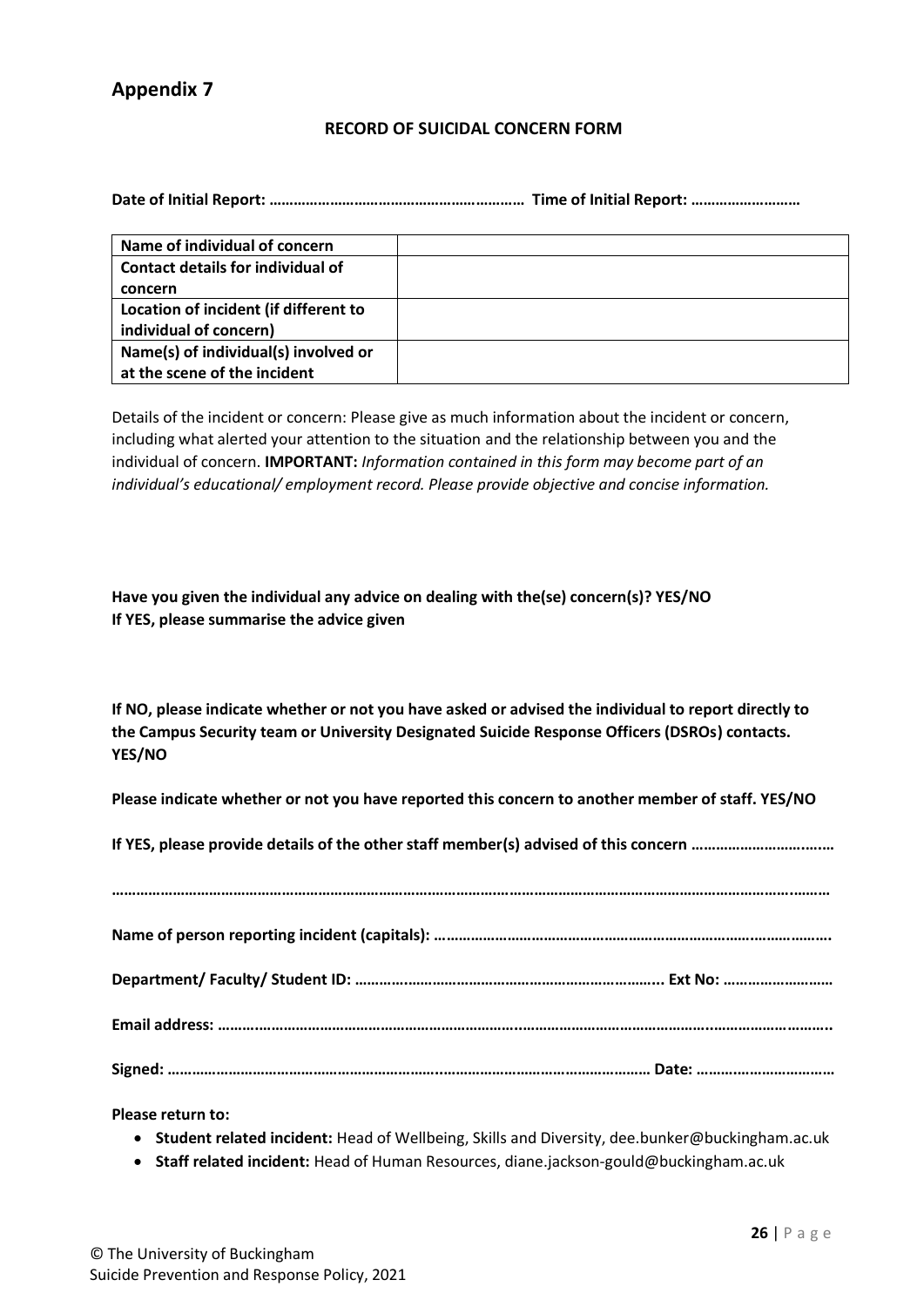## Appendix 7

**RECORD OF SUICIDAL CONCERN FORM**

**Date of Initial Report: ……………………………………………………… Time of Initial Report: ………………………**

| Name of individual of concern | |
|---|---|
| Contact details for individual of concern | |
| Location of incident (if different to individual of concern) | |
| Name(s) of individual(s) involved or at the scene of the incident | |

Details of the incident or concern: Please give as much information about the incident or concern, including what alerted your attention to the situation and the relationship between you and the individual of concern. **IMPORTANT:** *Information contained in this form may become part of an individual's educational/ employment record. Please provide objective and concise information.*

**Have you given the individual any advice on dealing with the(se) concern(s)? YES/NO**
**If YES, please summarise the advice given**

**If NO, please indicate whether or not you have asked or advised the individual to report directly to the Campus Security team or University Designated Suicide Response Officers (DSROs) contacts. YES/NO**

**Please indicate whether or not you have reported this concern to another member of staff. YES/NO**

**If YES, please provide details of the other staff member(s) advised of this concern ……………………………**

**…………………………………………………………………………………………………………………………………………………**

**Name of person reporting incident (capitals): ………………………………………………………………………………….**

**Department/ Faculty/ Student ID: ……………………………………………………………….. Ext No: ………………………**

**Email address: ……………………………………………………………………………………………………………………………..**

**Signed: ………………………………………………………………………………………………………… Date: ……………………………**

**Please return to:**

- **Student related incident:** Head of Wellbeing, Skills and Diversity, dee.bunker@buckingham.ac.uk
- **Staff related incident:** Head of Human Resources, diane.jackson-gould@buckingham.ac.uk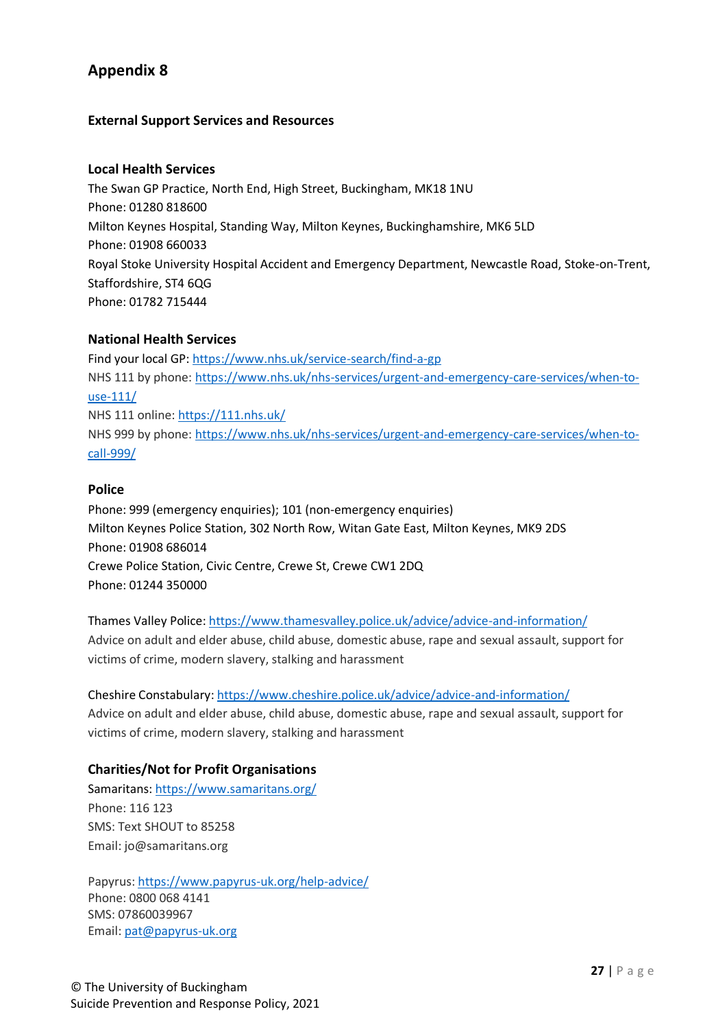# Appendix 8

## External Support Services and Resources

### Local Health Services

The Swan GP Practice, North End, High Street, Buckingham, MK18 1NU
Phone: 01280 818600
Milton Keynes Hospital, Standing Way, Milton Keynes, Buckinghamshire, MK6 5LD
Phone: 01908 660033
Royal Stoke University Hospital Accident and Emergency Department, Newcastle Road, Stoke-on-Trent, Staffordshire, ST4 6QG
Phone: 01782 715444

### National Health Services

Find your local GP: https://www.nhs.uk/service-search/find-a-gp
NHS 111 by phone: https://www.nhs.uk/nhs-services/urgent-and-emergency-care-services/when-to-use-111/
NHS 111 online: https://111.nhs.uk/
NHS 999 by phone: https://www.nhs.uk/nhs-services/urgent-and-emergency-care-services/when-to-call-999/

### Police

Phone: 999 (emergency enquiries); 101 (non-emergency enquiries)
Milton Keynes Police Station, 302 North Row, Witan Gate East, Milton Keynes, MK9 2DS
Phone: 01908 686014
Crewe Police Station, Civic Centre, Crewe St, Crewe CW1 2DQ
Phone: 01244 350000

Thames Valley Police: https://www.thamesvalley.police.uk/advice/advice-and-information/
Advice on adult and elder abuse, child abuse, domestic abuse, rape and sexual assault, support for victims of crime, modern slavery, stalking and harassment

Cheshire Constabulary: https://www.cheshire.police.uk/advice/advice-and-information/
Advice on adult and elder abuse, child abuse, domestic abuse, rape and sexual assault, support for victims of crime, modern slavery, stalking and harassment

### Charities/Not for Profit Organisations

Samaritans: https://www.samaritans.org/
Phone: 116 123
SMS: Text SHOUT to 85258
Email: jo@samaritans.org

Papyrus: https://www.papyrus-uk.org/help-advice/
Phone: 0800 068 4141
SMS: 07860039967
Email: pat@papyrus-uk.org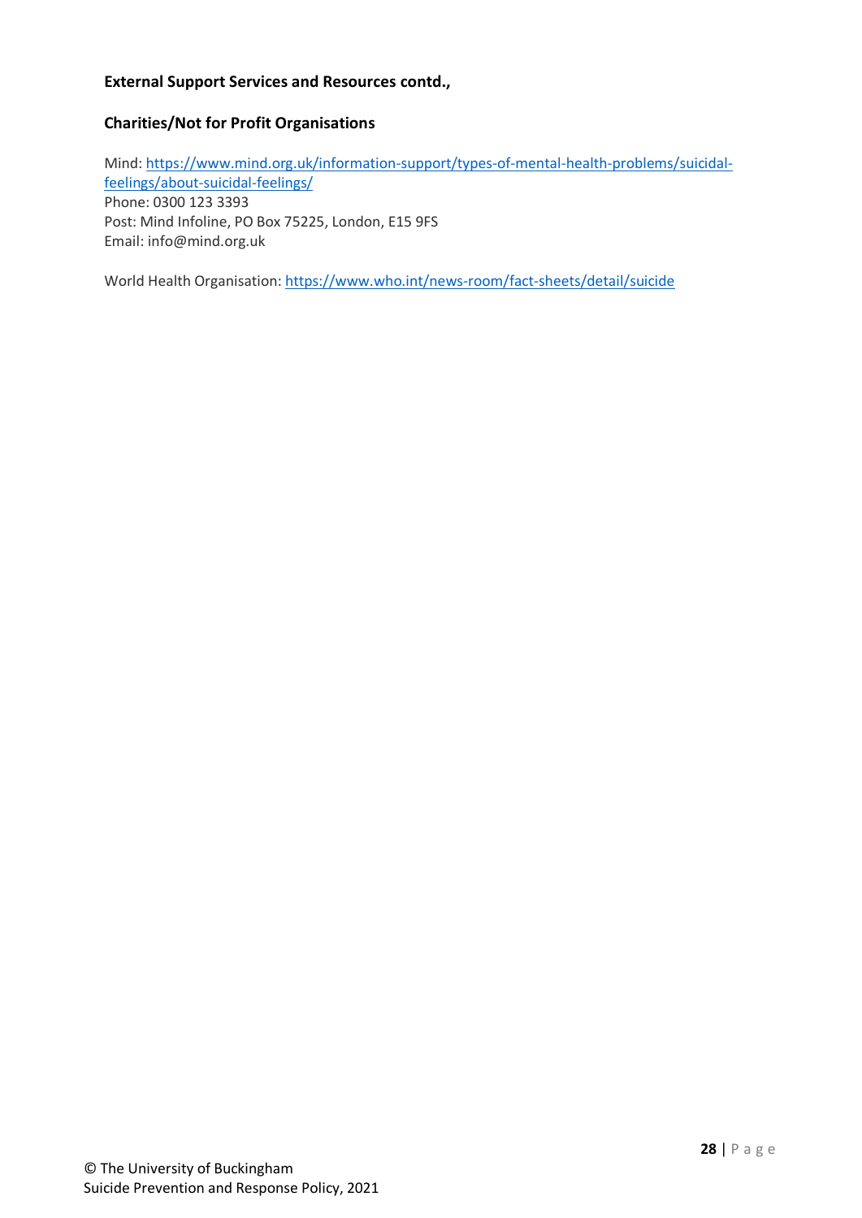**External Support Services and Resources contd.,**

**Charities/Not for Profit Organisations**

Mind: https://www.mind.org.uk/information-support/types-of-mental-health-problems/suicidal-feelings/about-suicidal-feelings/
Phone: 0300 123 3393
Post: Mind Infoline, PO Box 75225, London, E15 9FS
Email: info@mind.org.uk

World Health Organisation: https://www.who.int/news-room/fact-sheets/detail/suicide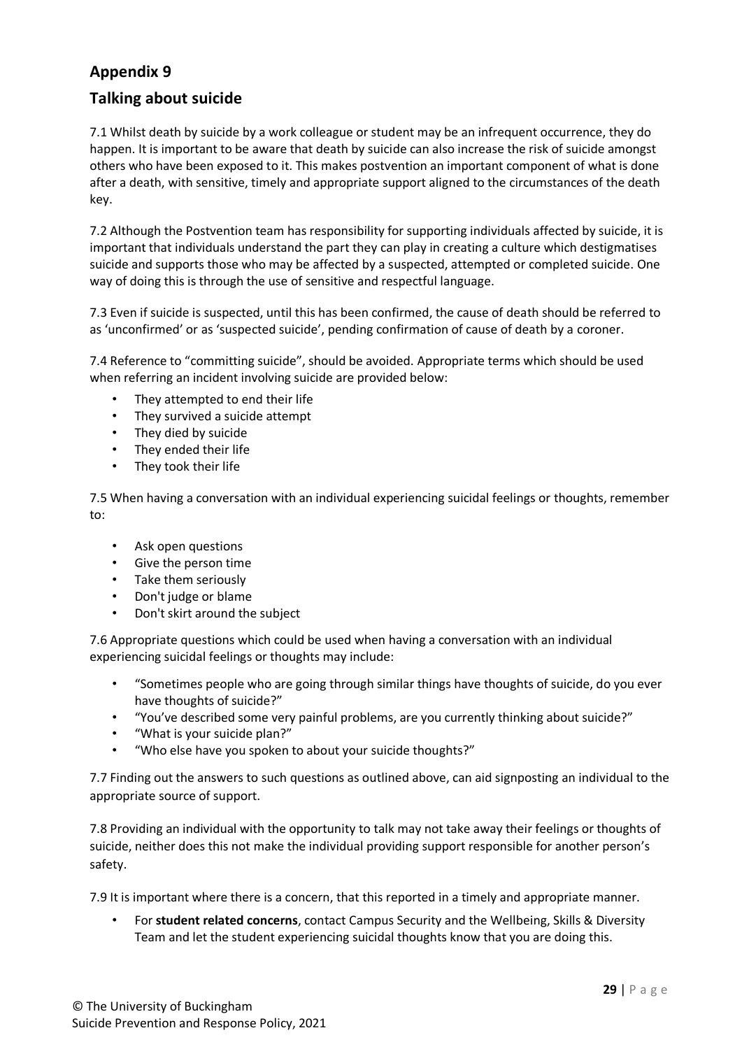## Appendix 9

## Talking about suicide

7.1 Whilst death by suicide by a work colleague or student may be an infrequent occurrence, they do happen. It is important to be aware that death by suicide can also increase the risk of suicide amongst others who have been exposed to it. This makes postvention an important component of what is done after a death, with sensitive, timely and appropriate support aligned to the circumstances of the death key.

7.2 Although the Postvention team has responsibility for supporting individuals affected by suicide, it is important that individuals understand the part they can play in creating a culture which destigmatises suicide and supports those who may be affected by a suspected, attempted or completed suicide. One way of doing this is through the use of sensitive and respectful language.

7.3 Even if suicide is suspected, until this has been confirmed, the cause of death should be referred to as 'unconfirmed' or as 'suspected suicide', pending confirmation of cause of death by a coroner.

7.4 Reference to "committing suicide", should be avoided. Appropriate terms which should be used when referring an incident involving suicide are provided below:

- They attempted to end their life
- They survived a suicide attempt
- They died by suicide
- They ended their life
- They took their life

7.5 When having a conversation with an individual experiencing suicidal feelings or thoughts, remember to:

- Ask open questions
- Give the person time
- Take them seriously
- Don't judge or blame
- Don't skirt around the subject

7.6 Appropriate questions which could be used when having a conversation with an individual experiencing suicidal feelings or thoughts may include:

- "Sometimes people who are going through similar things have thoughts of suicide, do you ever have thoughts of suicide?"
- "You've described some very painful problems, are you currently thinking about suicide?"
- "What is your suicide plan?"
- "Who else have you spoken to about your suicide thoughts?"

7.7 Finding out the answers to such questions as outlined above, can aid signposting an individual to the appropriate source of support.

7.8 Providing an individual with the opportunity to talk may not take away their feelings or thoughts of suicide, neither does this not make the individual providing support responsible for another person's safety.

7.9 It is important where there is a concern, that this reported in a timely and appropriate manner.

- For **student related concerns**, contact Campus Security and the Wellbeing, Skills & Diversity Team and let the student experiencing suicidal thoughts know that you are doing this.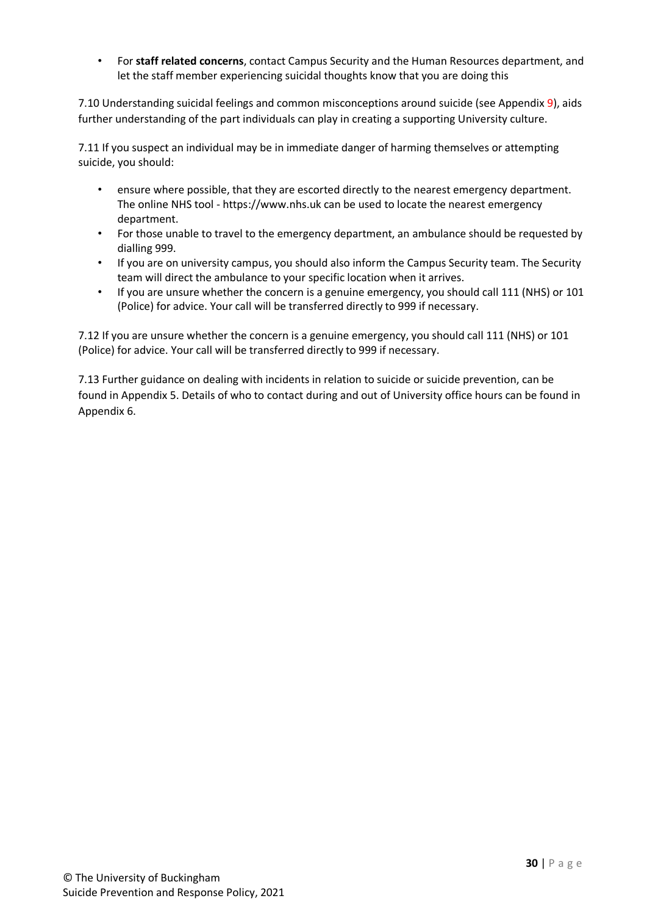- For **staff related concerns**, contact Campus Security and the Human Resources department, and let the staff member experiencing suicidal thoughts know that you are doing this

7.10 Understanding suicidal feelings and common misconceptions around suicide (see Appendix 9), aids further understanding of the part individuals can play in creating a supporting University culture.

7.11 If you suspect an individual may be in immediate danger of harming themselves or attempting suicide, you should:

- ensure where possible, that they are escorted directly to the nearest emergency department. The online NHS tool - https://www.nhs.uk can be used to locate the nearest emergency department.
- For those unable to travel to the emergency department, an ambulance should be requested by dialling 999.
- If you are on university campus, you should also inform the Campus Security team. The Security team will direct the ambulance to your specific location when it arrives.
- If you are unsure whether the concern is a genuine emergency, you should call 111 (NHS) or 101 (Police) for advice. Your call will be transferred directly to 999 if necessary.

7.12 If you are unsure whether the concern is a genuine emergency, you should call 111 (NHS) or 101 (Police) for advice. Your call will be transferred directly to 999 if necessary.

7.13 Further guidance on dealing with incidents in relation to suicide or suicide prevention, can be found in Appendix 5. Details of who to contact during and out of University office hours can be found in Appendix 6.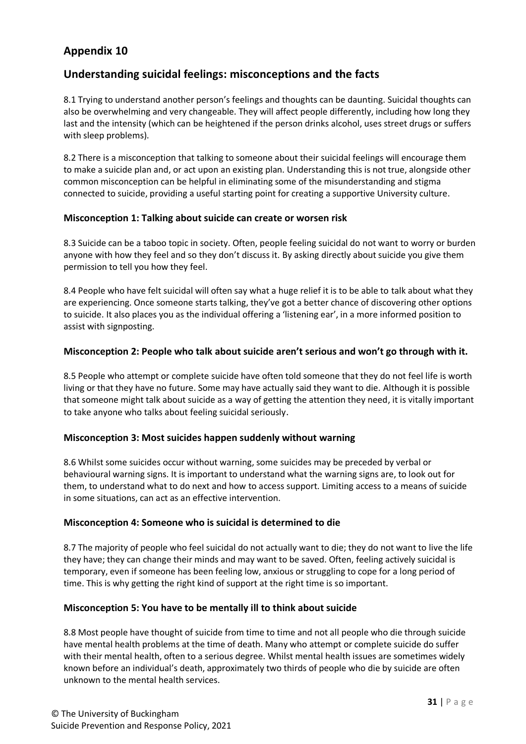## Appendix 10

## Understanding suicidal feelings: misconceptions and the facts

8.1 Trying to understand another person's feelings and thoughts can be daunting. Suicidal thoughts can also be overwhelming and very changeable. They will affect people differently, including how long they last and the intensity (which can be heightened if the person drinks alcohol, uses street drugs or suffers with sleep problems).

8.2 There is a misconception that talking to someone about their suicidal feelings will encourage them to make a suicide plan and, or act upon an existing plan. Understanding this is not true, alongside other common misconception can be helpful in eliminating some of the misunderstanding and stigma connected to suicide, providing a useful starting point for creating a supportive University culture.

### Misconception 1: Talking about suicide can create or worsen risk

8.3 Suicide can be a taboo topic in society. Often, people feeling suicidal do not want to worry or burden anyone with how they feel and so they don't discuss it. By asking directly about suicide you give them permission to tell you how they feel.

8.4 People who have felt suicidal will often say what a huge relief it is to be able to talk about what they are experiencing. Once someone starts talking, they've got a better chance of discovering other options to suicide. It also places you as the individual offering a 'listening ear', in a more informed position to assist with signposting.

### Misconception 2: People who talk about suicide aren't serious and won't go through with it.

8.5 People who attempt or complete suicide have often told someone that they do not feel life is worth living or that they have no future. Some may have actually said they want to die. Although it is possible that someone might talk about suicide as a way of getting the attention they need, it is vitally important to take anyone who talks about feeling suicidal seriously.

### Misconception 3: Most suicides happen suddenly without warning

8.6 Whilst some suicides occur without warning, some suicides may be preceded by verbal or behavioural warning signs. It is important to understand what the warning signs are, to look out for them, to understand what to do next and how to access support. Limiting access to a means of suicide in some situations, can act as an effective intervention.

### Misconception 4: Someone who is suicidal is determined to die

8.7 The majority of people who feel suicidal do not actually want to die; they do not want to live the life they have; they can change their minds and may want to be saved. Often, feeling actively suicidal is temporary, even if someone has been feeling low, anxious or struggling to cope for a long period of time. This is why getting the right kind of support at the right time is so important.

### Misconception 5: You have to be mentally ill to think about suicide

8.8 Most people have thought of suicide from time to time and not all people who die through suicide have mental health problems at the time of death. Many who attempt or complete suicide do suffer with their mental health, often to a serious degree. Whilst mental health issues are sometimes widely known before an individual's death, approximately two thirds of people who die by suicide are often unknown to the mental health services.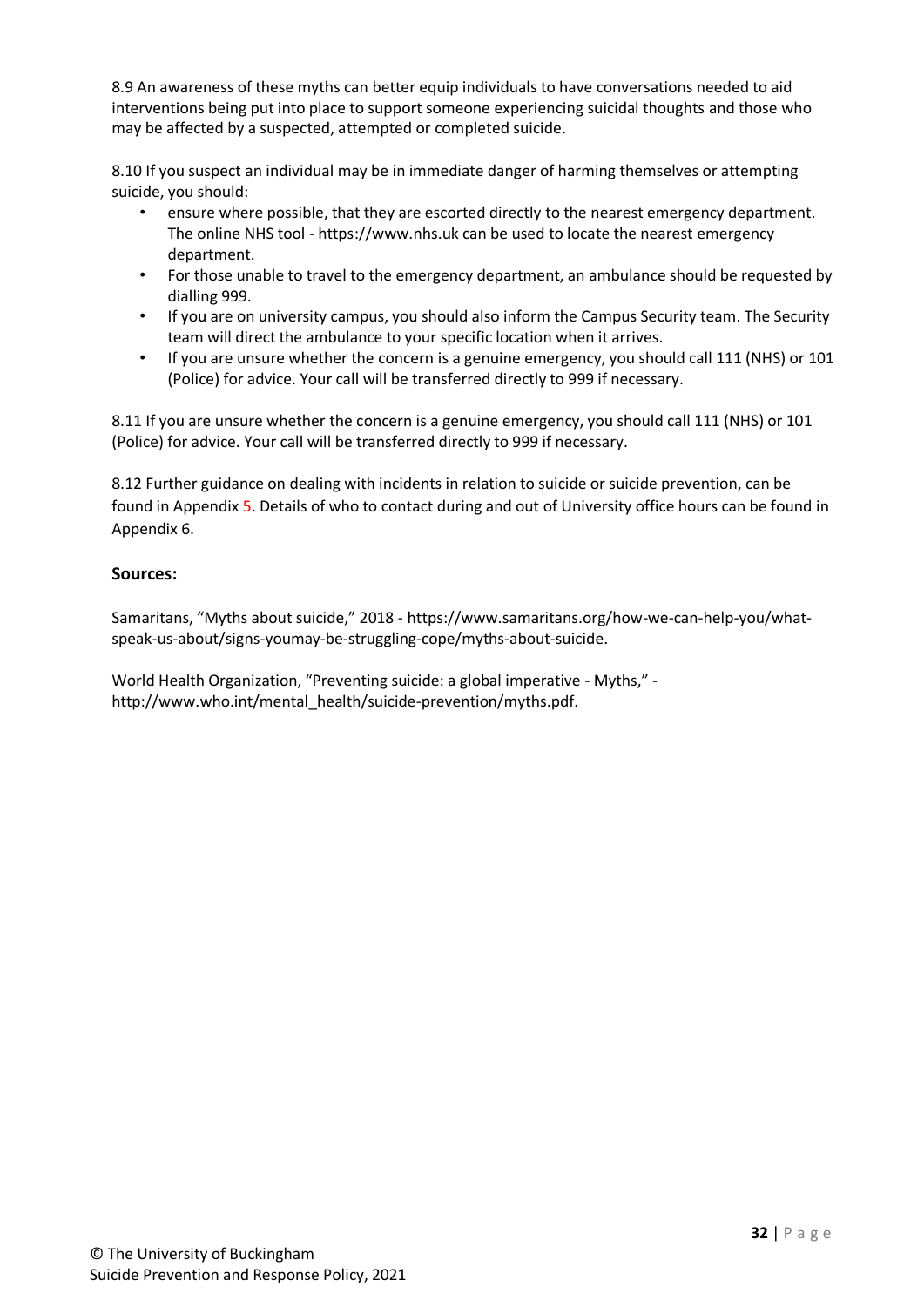8.9 An awareness of these myths can better equip individuals to have conversations needed to aid interventions being put into place to support someone experiencing suicidal thoughts and those who may be affected by a suspected, attempted or completed suicide.

8.10 If you suspect an individual may be in immediate danger of harming themselves or attempting suicide, you should:

- ensure where possible, that they are escorted directly to the nearest emergency department. The online NHS tool - https://www.nhs.uk can be used to locate the nearest emergency department.
- For those unable to travel to the emergency department, an ambulance should be requested by dialling 999.
- If you are on university campus, you should also inform the Campus Security team. The Security team will direct the ambulance to your specific location when it arrives.
- If you are unsure whether the concern is a genuine emergency, you should call 111 (NHS) or 101 (Police) for advice. Your call will be transferred directly to 999 if necessary.

8.11 If you are unsure whether the concern is a genuine emergency, you should call 111 (NHS) or 101 (Police) for advice. Your call will be transferred directly to 999 if necessary.

8.12 Further guidance on dealing with incidents in relation to suicide or suicide prevention, can be found in Appendix 5. Details of who to contact during and out of University office hours can be found in Appendix 6.

### Sources:

Samaritans, "Myths about suicide," 2018 - https://www.samaritans.org/how-we-can-help-you/what-speak-us-about/signs-youmay-be-struggling-cope/myths-about-suicide.

World Health Organization, "Preventing suicide: a global imperative - Myths," - http://www.who.int/mental_health/suicide-prevention/myths.pdf.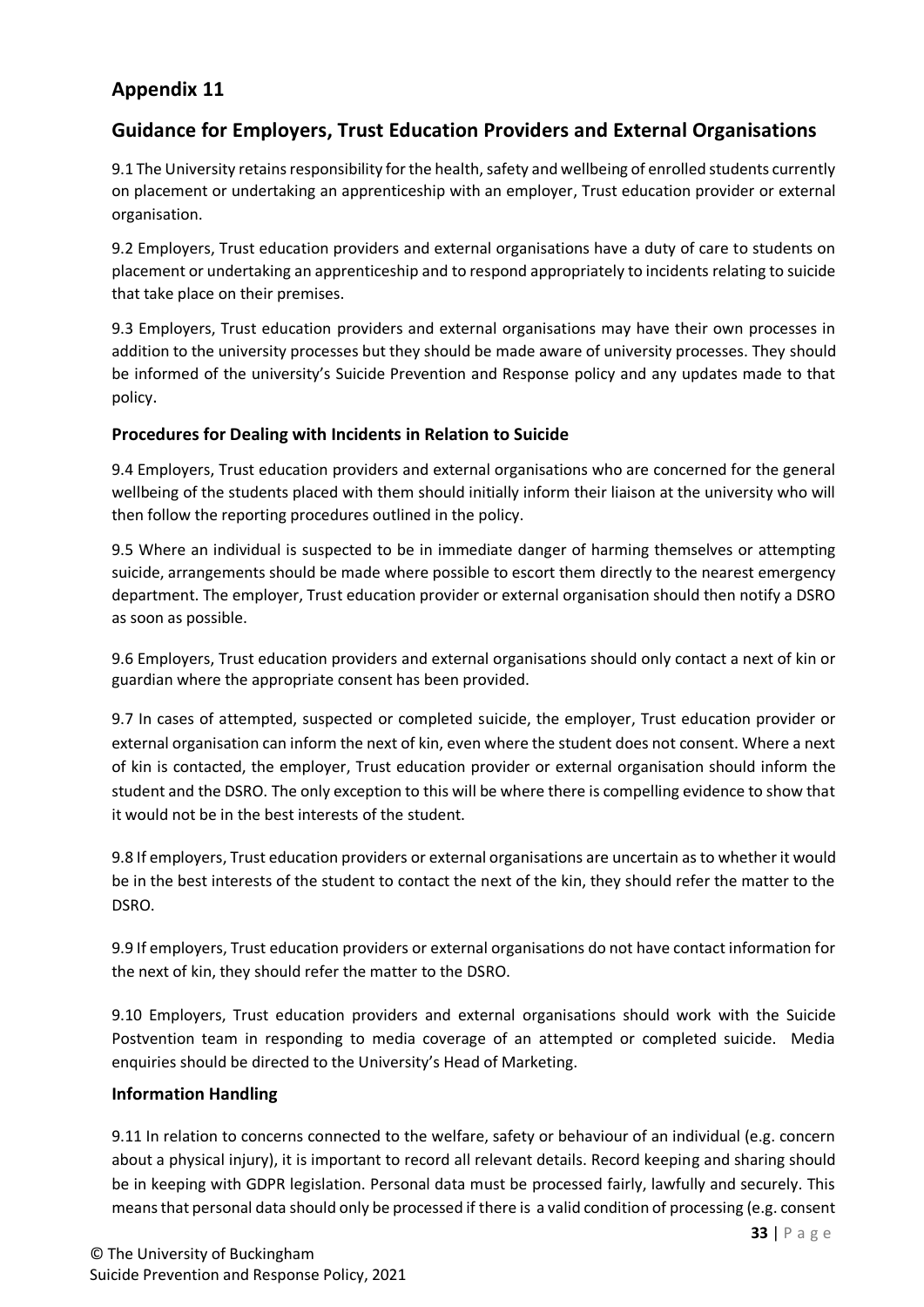## Appendix 11

## Guidance for Employers, Trust Education Providers and External Organisations

9.1 The University retains responsibility for the health, safety and wellbeing of enrolled students currently on placement or undertaking an apprenticeship with an employer, Trust education provider or external organisation.

9.2 Employers, Trust education providers and external organisations have a duty of care to students on placement or undertaking an apprenticeship and to respond appropriately to incidents relating to suicide that take place on their premises.

9.3 Employers, Trust education providers and external organisations may have their own processes in addition to the university processes but they should be made aware of university processes. They should be informed of the university's Suicide Prevention and Response policy and any updates made to that policy.

### Procedures for Dealing with Incidents in Relation to Suicide

9.4 Employers, Trust education providers and external organisations who are concerned for the general wellbeing of the students placed with them should initially inform their liaison at the university who will then follow the reporting procedures outlined in the policy.

9.5 Where an individual is suspected to be in immediate danger of harming themselves or attempting suicide, arrangements should be made where possible to escort them directly to the nearest emergency department. The employer, Trust education provider or external organisation should then notify a DSRO as soon as possible.

9.6 Employers, Trust education providers and external organisations should only contact a next of kin or guardian where the appropriate consent has been provided.

9.7 In cases of attempted, suspected or completed suicide, the employer, Trust education provider or external organisation can inform the next of kin, even where the student does not consent. Where a next of kin is contacted, the employer, Trust education provider or external organisation should inform the student and the DSRO. The only exception to this will be where there is compelling evidence to show that it would not be in the best interests of the student.

9.8 If employers, Trust education providers or external organisations are uncertain as to whether it would be in the best interests of the student to contact the next of the kin, they should refer the matter to the DSRO.

9.9 If employers, Trust education providers or external organisations do not have contact information for the next of kin, they should refer the matter to the DSRO.

9.10 Employers, Trust education providers and external organisations should work with the Suicide Postvention team in responding to media coverage of an attempted or completed suicide. Media enquiries should be directed to the University's Head of Marketing.

### Information Handling

9.11 In relation to concerns connected to the welfare, safety or behaviour of an individual (e.g. concern about a physical injury), it is important to record all relevant details. Record keeping and sharing should be in keeping with GDPR legislation. Personal data must be processed fairly, lawfully and securely. This means that personal data should only be processed if there is a valid condition of processing (e.g. consent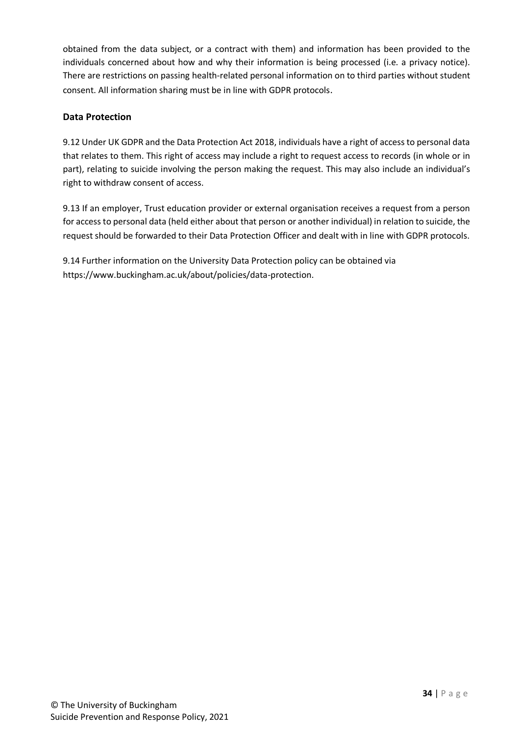obtained from the data subject, or a contract with them) and information has been provided to the individuals concerned about how and why their information is being processed (i.e. a privacy notice). There are restrictions on passing health-related personal information on to third parties without student consent. All information sharing must be in line with GDPR protocols.

### Data Protection

9.12 Under UK GDPR and the Data Protection Act 2018, individuals have a right of access to personal data that relates to them. This right of access may include a right to request access to records (in whole or in part), relating to suicide involving the person making the request. This may also include an individual's right to withdraw consent of access.

9.13 If an employer, Trust education provider or external organisation receives a request from a person for access to personal data (held either about that person or another individual) in relation to suicide, the request should be forwarded to their Data Protection Officer and dealt with in line with GDPR protocols.

9.14 Further information on the University Data Protection policy can be obtained via https://www.buckingham.ac.uk/about/policies/data-protection.